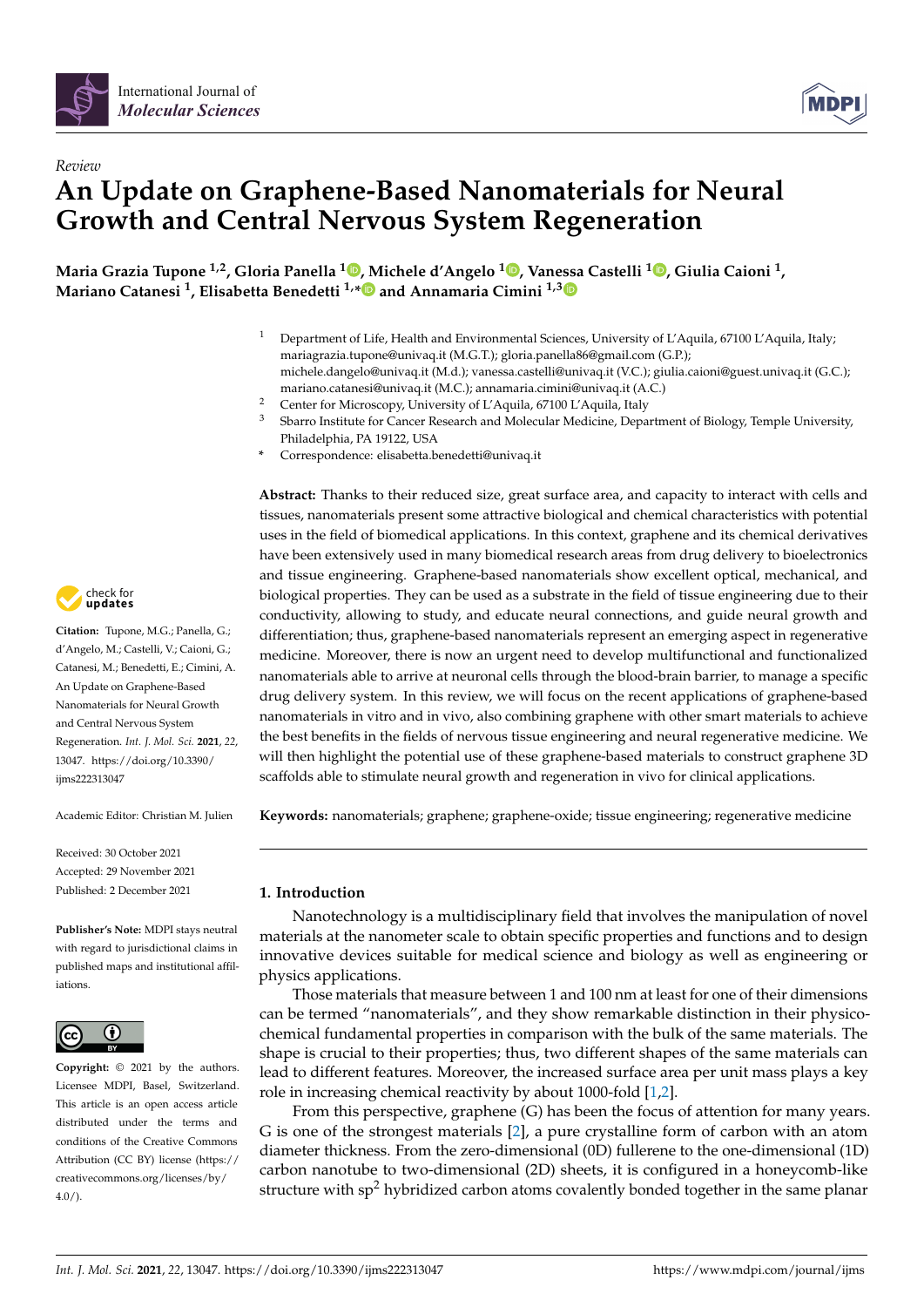International Journal of *Molecular Sciences*

*Review*

# An Update on Graphene-Based Nanomaterials for Neural Growth and Central Nervous System Regeneration

**Maria Grazia Tupone [1,2], Gloria Panella [1], Michele d'Angelo [1], Vanessa Castelli [1], Giulia Caioni [1], Mariano Catanesi [1], Elisabetta Benedetti [1,*] and Annamaria Cimini [1,3]**

[1] Department of Life, Health and Environmental Sciences, University of L'Aquila, 67100 L'Aquila, Italy; mariagrazia.tupone@univaq.it (M.G.T.); gloria.panella86@gmail.com (G.P.); michele.dangelo@univaq.it (M.d.); vanessa.castelli@univaq.it (V.C.); giulia.caioni@guest.univaq.it (G.C.); mariano.catanesi@univaq.it (M.C.); annamaria.cimini@univaq.it (A.C.)

[2] Center for Microscopy, University of L'Aquila, 67100 L'Aquila, Italy

[3] Sbarro Institute for Cancer Research and Molecular Medicine, Department of Biology, Temple University, Philadelphia, PA 19122, USA

\* Correspondence: elisabetta.benedetti@univaq.it

**Citation:** Tupone, M.G.; Panella, G.; d'Angelo, M.; Castelli, V.; Caioni, G.; Catanesi, M.; Benedetti, E.; Cimini, A. An Update on Graphene-Based Nanomaterials for Neural Growth and Central Nervous System Regeneration. *Int. J. Mol. Sci.* **2021**, *22*, 13047. https://doi.org/10.3390/ijms222313047

Academic Editor: Christian M. Julien

Received: 30 October 2021
Accepted: 29 November 2021
Published: 2 December 2021

**Publisher's Note:** MDPI stays neutral with regard to jurisdictional claims in published maps and institutional affiliations.

**Copyright:** © 2021 by the authors. Licensee MDPI, Basel, Switzerland. This article is an open access article distributed under the terms and conditions of the Creative Commons Attribution (CC BY) license (https://creativecommons.org/licenses/by/4.0/).

**Abstract:** Thanks to their reduced size, great surface area, and capacity to interact with cells and tissues, nanomaterials present some attractive biological and chemical characteristics with potential uses in the field of biomedical applications. In this context, graphene and its chemical derivatives have been extensively used in many biomedical research areas from drug delivery to bioelectronics and tissue engineering. Graphene-based nanomaterials show excellent optical, mechanical, and biological properties. They can be used as a substrate in the field of tissue engineering due to their conductivity, allowing to study, and educate neural connections, and guide neural growth and differentiation; thus, graphene-based nanomaterials represent an emerging aspect in regenerative medicine. Moreover, there is now an urgent need to develop multifunctional and functionalized nanomaterials able to arrive at neuronal cells through the blood-brain barrier, to manage a specific drug delivery system. In this review, we will focus on the recent applications of graphene-based nanomaterials in vitro and in vivo, also combining graphene with other smart materials to achieve the best benefits in the fields of nervous tissue engineering and neural regenerative medicine. We will then highlight the potential use of these graphene-based materials to construct graphene 3D scaffolds able to stimulate neural growth and regeneration in vivo for clinical applications.

**Keywords:** nanomaterials; graphene; graphene-oxide; tissue engineering; regenerative medicine

## 1. Introduction

Nanotechnology is a multidisciplinary field that involves the manipulation of novel materials at the nanometer scale to obtain specific properties and functions and to design innovative devices suitable for medical science and biology as well as engineering or physics applications.

Those materials that measure between 1 and 100 nm at least for one of their dimensions can be termed "nanomaterials", and they show remarkable distinction in their physico-chemical fundamental properties in comparison with the bulk of the same materials. The shape is crucial to their properties; thus, two different shapes of the same materials can lead to different features. Moreover, the increased surface area per unit mass plays a key role in increasing chemical reactivity by about 1000-fold [1,2].

From this perspective, graphene (G) has been the focus of attention for many years. G is one of the strongest materials [2], a pure crystalline form of carbon with an atom diameter thickness. From the zero-dimensional (0D) fullerene to the one-dimensional (1D) carbon nanotube to two-dimensional (2D) sheets, it is configured in a honeycomb-like structure with $sp^2$ hybridized carbon atoms covalently bonded together in the same planar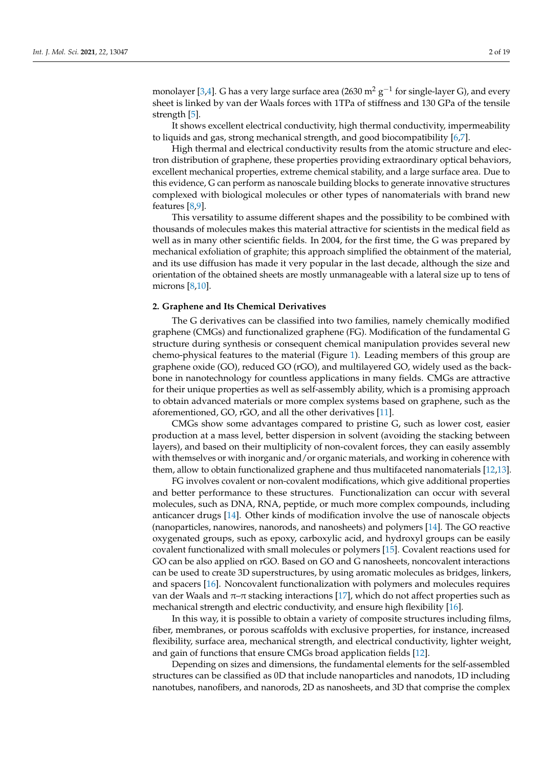monolayer [3,4]. G has a very large surface area (2630 $m^2$ $g^{-1}$ for single-layer G), and every sheet is linked by van der Waals forces with 1TPa of stiffness and 130 GPa of the tensile strength [5].

It shows excellent electrical conductivity, high thermal conductivity, impermeability to liquids and gas, strong mechanical strength, and good biocompatibility [6,7].

High thermal and electrical conductivity results from the atomic structure and electron distribution of graphene, these properties providing extraordinary optical behaviors, excellent mechanical properties, extreme chemical stability, and a large surface area. Due to this evidence, G can perform as nanoscale building blocks to generate innovative structures complexed with biological molecules or other types of nanomaterials with brand new features [8,9].

This versatility to assume different shapes and the possibility to be combined with thousands of molecules makes this material attractive for scientists in the medical field as well as in many other scientific fields. In 2004, for the first time, the G was prepared by mechanical exfoliation of graphite; this approach simplified the obtainment of the material, and its use diffusion has made it very popular in the last decade, although the size and orientation of the obtained sheets are mostly unmanageable with a lateral size up to tens of microns [8,10].

## 2. Graphene and Its Chemical Derivatives

The G derivatives can be classified into two families, namely chemically modified graphene (CMGs) and functionalized graphene (FG). Modification of the fundamental G structure during synthesis or consequent chemical manipulation provides several new chemo-physical features to the material (Figure 1). Leading members of this group are graphene oxide (GO), reduced GO (rGO), and multilayered GO, widely used as the backbone in nanotechnology for countless applications in many fields. CMGs are attractive for their unique properties as well as self-assembly ability, which is a promising approach to obtain advanced materials or more complex systems based on graphene, such as the aforementioned, GO, rGO, and all the other derivatives [11].

CMGs show some advantages compared to pristine G, such as lower cost, easier production at a mass level, better dispersion in solvent (avoiding the stacking between layers), and based on their multiplicity of non-covalent forces, they can easily assembly with themselves or with inorganic and/or organic materials, and working in coherence with them, allow to obtain functionalized graphene and thus multifaceted nanomaterials [12,13].

FG involves covalent or non-covalent modifications, which give additional properties and better performance to these structures. Functionalization can occur with several molecules, such as DNA, RNA, peptide, or much more complex compounds, including anticancer drugs [14]. Other kinds of modification involve the use of nanoscale objects (nanoparticles, nanowires, nanorods, and nanosheets) and polymers [14]. The GO reactive oxygenated groups, such as epoxy, carboxylic acid, and hydroxyl groups can be easily covalent functionalized with small molecules or polymers [15]. Covalent reactions used for GO can be also applied on rGO. Based on GO and G nanosheets, noncovalent interactions can be used to create 3D superstructures, by using aromatic molecules as bridges, linkers, and spacers [16]. Noncovalent functionalization with polymers and molecules requires van der Waals and π–π stacking interactions [17], which do not affect properties such as mechanical strength and electric conductivity, and ensure high flexibility [16].

In this way, it is possible to obtain a variety of composite structures including films, fiber, membranes, or porous scaffolds with exclusive properties, for instance, increased flexibility, surface area, mechanical strength, and electrical conductivity, lighter weight, and gain of functions that ensure CMGs broad application fields [12].

Depending on sizes and dimensions, the fundamental elements for the self-assembled structures can be classified as 0D that include nanoparticles and nanodots, 1D including nanotubes, nanofibers, and nanorods, 2D as nanosheets, and 3D that comprise the complex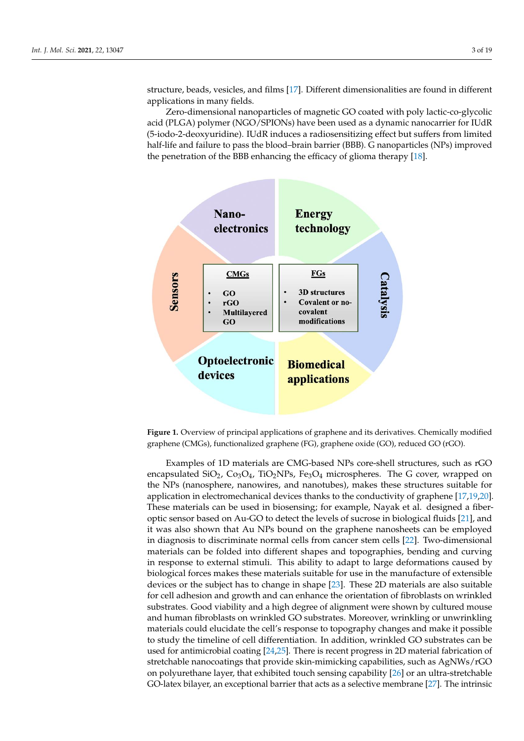structure, beads, vesicles, and films [17]. Different dimensionalities are found in different applications in many fields.

Zero-dimensional nanoparticles of magnetic GO coated with poly lactic-co-glycolic acid (PLGA) polymer (NGO/SPIONs) have been used as a dynamic nanocarrier for IUdR (5-iodo-2-deoxyuridine). IUdR induces a radiosensitizing effect but suffers from limited half-life and failure to pass the blood–brain barrier (BBB). G nanoparticles (NPs) improved the penetration of the BBB enhancing the efficacy of glioma therapy [18].

**Figure 1.** Overview of principal applications of graphene and its derivatives. Chemically modified graphene (CMGs), functionalized graphene (FG), graphene oxide (GO), reduced GO (rGO).

Examples of 1D materials are CMG-based NPs core-shell structures, such as rGO encapsulated $SiO_2$, $Co_3O_4$, $TiO_2$NPs, $Fe_3O_4$ microspheres. The G cover, wrapped on the NPs (nanosphere, nanowires, and nanotubes), makes these structures suitable for application in electromechanical devices thanks to the conductivity of graphene [17,19,20]. These materials can be used in biosensing; for example, Nayak et al. designed a fiber-optic sensor based on Au-GO to detect the levels of sucrose in biological fluids [21], and it was also shown that Au NPs bound on the graphene nanosheets can be employed in diagnosis to discriminate normal cells from cancer stem cells [22]. Two-dimensional materials can be folded into different shapes and topographies, bending and curving in response to external stimuli. This ability to adapt to large deformations caused by biological forces makes these materials suitable for use in the manufacture of extensible devices or the subject has to change in shape [23]. These 2D materials are also suitable for cell adhesion and growth and can enhance the orientation of fibroblasts on wrinkled substrates. Good viability and a high degree of alignment were shown by cultured mouse and human fibroblasts on wrinkled GO substrates. Moreover, wrinkling or unwrinkling materials could elucidate the cell's response to topography changes and make it possible to study the timeline of cell differentiation. In addition, wrinkled GO substrates can be used for antimicrobial coating [24,25]. There is recent progress in 2D material fabrication of stretchable nanocoatings that provide skin-mimicking capabilities, such as AgNWs/rGO on polyurethane layer, that exhibited touch sensing capability [26] or an ultra-stretchable GO-latex bilayer, an exceptional barrier that acts as a selective membrane [27]. The intrinsic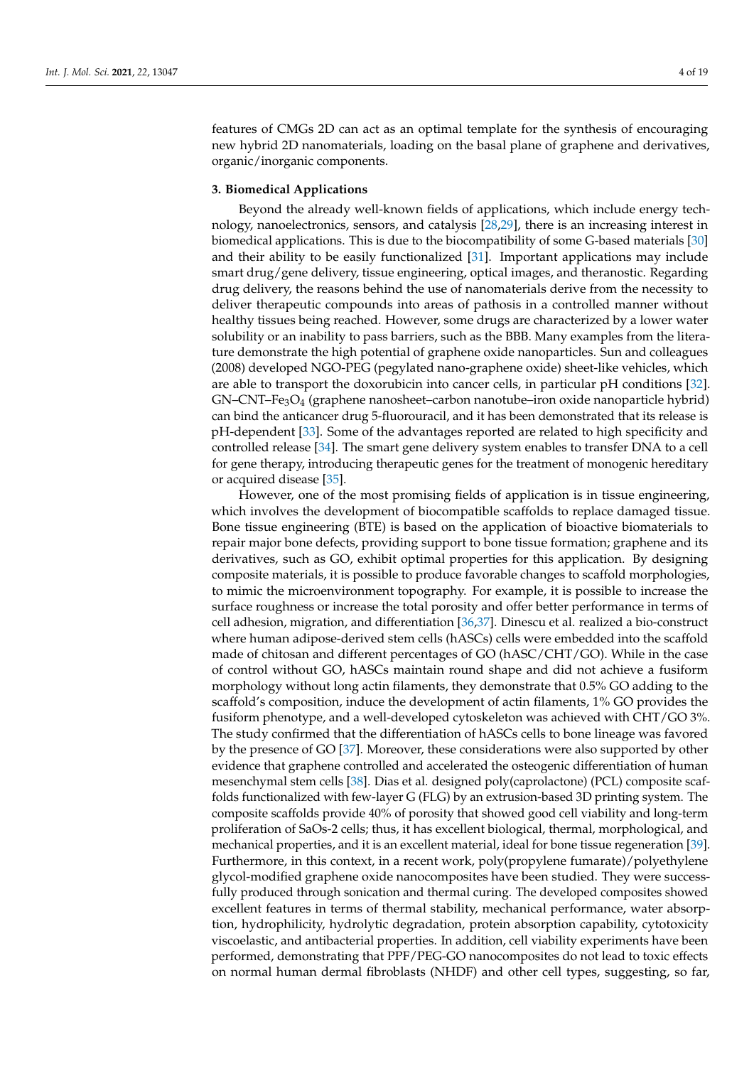features of CMGs 2D can act as an optimal template for the synthesis of encouraging new hybrid 2D nanomaterials, loading on the basal plane of graphene and derivatives, organic/inorganic components.

## 3. Biomedical Applications

Beyond the already well-known fields of applications, which include energy technology, nanoelectronics, sensors, and catalysis [28,29], there is an increasing interest in biomedical applications. This is due to the biocompatibility of some G-based materials [30] and their ability to be easily functionalized [31]. Important applications may include smart drug/gene delivery, tissue engineering, optical images, and theranostic. Regarding drug delivery, the reasons behind the use of nanomaterials derive from the necessity to deliver therapeutic compounds into areas of pathosis in a controlled manner without healthy tissues being reached. However, some drugs are characterized by a lower water solubility or an inability to pass barriers, such as the BBB. Many examples from the literature demonstrate the high potential of graphene oxide nanoparticles. Sun and colleagues (2008) developed NGO-PEG (pegylated nano-graphene oxide) sheet-like vehicles, which are able to transport the doxorubicin into cancer cells, in particular pH conditions [32]. GN–CNT–$Fe_3O_4$ (graphene nanosheet–carbon nanotube–iron oxide nanoparticle hybrid) can bind the anticancer drug 5-fluorouracil, and it has been demonstrated that its release is pH-dependent [33]. Some of the advantages reported are related to high specificity and controlled release [34]. The smart gene delivery system enables to transfer DNA to a cell for gene therapy, introducing therapeutic genes for the treatment of monogenic hereditary or acquired disease [35].

However, one of the most promising fields of application is in tissue engineering, which involves the development of biocompatible scaffolds to replace damaged tissue. Bone tissue engineering (BTE) is based on the application of bioactive biomaterials to repair major bone defects, providing support to bone tissue formation; graphene and its derivatives, such as GO, exhibit optimal properties for this application. By designing composite materials, it is possible to produce favorable changes to scaffold morphologies, to mimic the microenvironment topography. For example, it is possible to increase the surface roughness or increase the total porosity and offer better performance in terms of cell adhesion, migration, and differentiation [36,37]. Dinescu et al. realized a bio-construct where human adipose-derived stem cells (hASCs) cells were embedded into the scaffold made of chitosan and different percentages of GO (hASC/CHT/GO). While in the case of control without GO, hASCs maintain round shape and did not achieve a fusiform morphology without long actin filaments, they demonstrate that 0.5% GO adding to the scaffold's composition, induce the development of actin filaments, 1% GO provides the fusiform phenotype, and a well-developed cytoskeleton was achieved with CHT/GO 3%. The study confirmed that the differentiation of hASCs cells to bone lineage was favored by the presence of GO [37]. Moreover, these considerations were also supported by other evidence that graphene controlled and accelerated the osteogenic differentiation of human mesenchymal stem cells [38]. Dias et al. designed poly(caprolactone) (PCL) composite scaffolds functionalized with few-layer G (FLG) by an extrusion-based 3D printing system. The composite scaffolds provide 40% of porosity that showed good cell viability and long-term proliferation of SaOs-2 cells; thus, it has excellent biological, thermal, morphological, and mechanical properties, and it is an excellent material, ideal for bone tissue regeneration [39]. Furthermore, in this context, in a recent work, poly(propylene fumarate)/polyethylene glycol-modified graphene oxide nanocomposites have been studied. They were successfully produced through sonication and thermal curing. The developed composites showed excellent features in terms of thermal stability, mechanical performance, water absorption, hydrophilicity, hydrolytic degradation, protein absorption capability, cytotoxicity viscoelastic, and antibacterial properties. In addition, cell viability experiments have been performed, demonstrating that PPF/PEG-GO nanocomposites do not lead to toxic effects on normal human dermal fibroblasts (NHDF) and other cell types, suggesting, so far,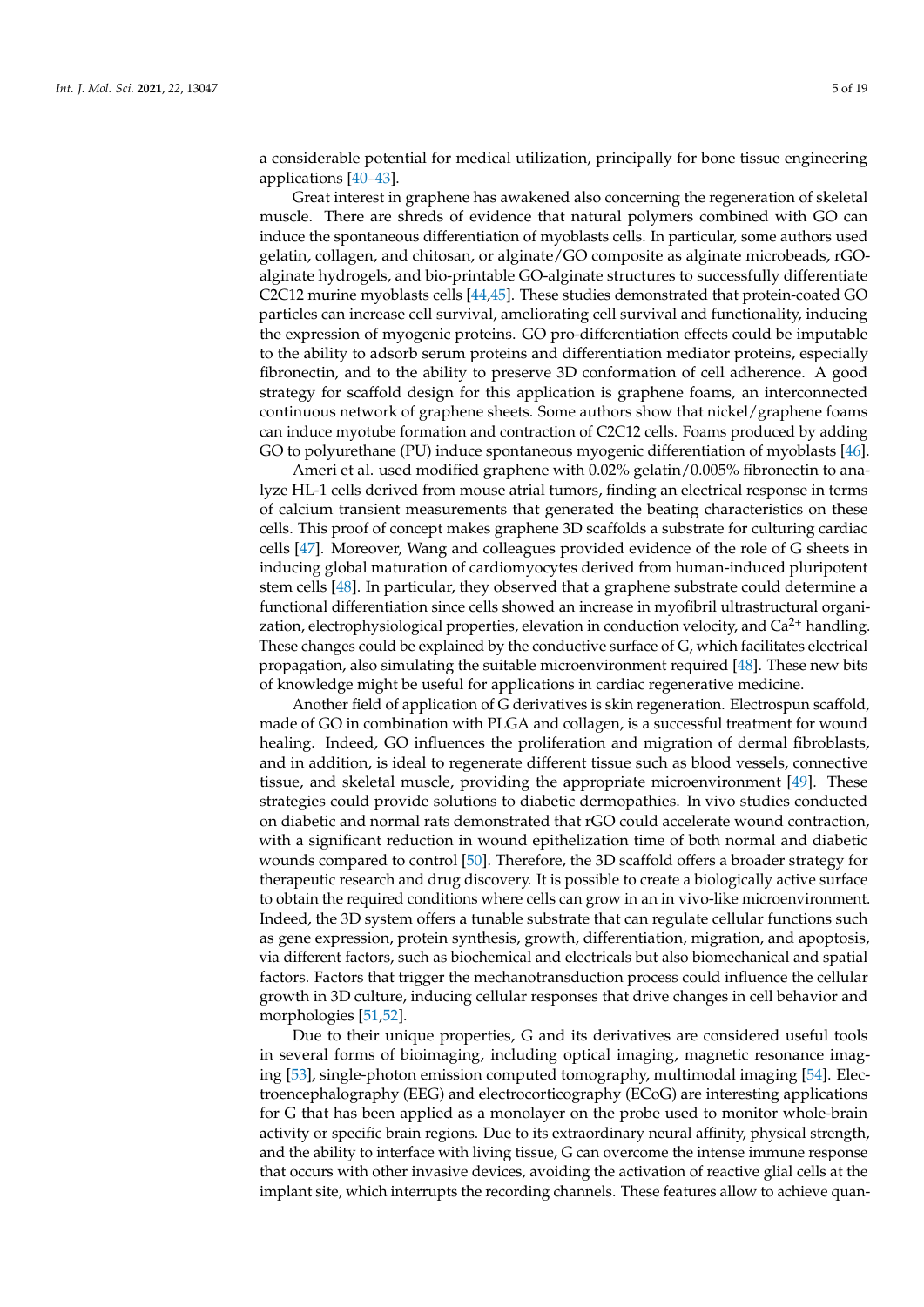a considerable potential for medical utilization, principally for bone tissue engineering applications [40–43].

Great interest in graphene has awakened also concerning the regeneration of skeletal muscle. There are shreds of evidence that natural polymers combined with GO can induce the spontaneous differentiation of myoblasts cells. In particular, some authors used gelatin, collagen, and chitosan, or alginate/GO composite as alginate microbeads, rGO-alginate hydrogels, and bio-printable GO-alginate structures to successfully differentiate C2C12 murine myoblasts cells [44,45]. These studies demonstrated that protein-coated GO particles can increase cell survival, ameliorating cell survival and functionality, inducing the expression of myogenic proteins. GO pro-differentiation effects could be imputable to the ability to adsorb serum proteins and differentiation mediator proteins, especially fibronectin, and to the ability to preserve 3D conformation of cell adherence. A good strategy for scaffold design for this application is graphene foams, an interconnected continuous network of graphene sheets. Some authors show that nickel/graphene foams can induce myotube formation and contraction of C2C12 cells. Foams produced by adding GO to polyurethane (PU) induce spontaneous myogenic differentiation of myoblasts [46].

Ameri et al. used modified graphene with 0.02% gelatin/0.005% fibronectin to analyze HL-1 cells derived from mouse atrial tumors, finding an electrical response in terms of calcium transient measurements that generated the beating characteristics on these cells. This proof of concept makes graphene 3D scaffolds a substrate for culturing cardiac cells [47]. Moreover, Wang and colleagues provided evidence of the role of G sheets in inducing global maturation of cardiomyocytes derived from human-induced pluripotent stem cells [48]. In particular, they observed that a graphene substrate could determine a functional differentiation since cells showed an increase in myofibril ultrastructural organization, electrophysiological properties, elevation in conduction velocity, and $Ca^{2+}$ handling. These changes could be explained by the conductive surface of G, which facilitates electrical propagation, also simulating the suitable microenvironment required [48]. These new bits of knowledge might be useful for applications in cardiac regenerative medicine.

Another field of application of G derivatives is skin regeneration. Electrospun scaffold, made of GO in combination with PLGA and collagen, is a successful treatment for wound healing. Indeed, GO influences the proliferation and migration of dermal fibroblasts, and in addition, is ideal to regenerate different tissue such as blood vessels, connective tissue, and skeletal muscle, providing the appropriate microenvironment [49]. These strategies could provide solutions to diabetic dermopathies. In vivo studies conducted on diabetic and normal rats demonstrated that rGO could accelerate wound contraction, with a significant reduction in wound epithelization time of both normal and diabetic wounds compared to control [50]. Therefore, the 3D scaffold offers a broader strategy for therapeutic research and drug discovery. It is possible to create a biologically active surface to obtain the required conditions where cells can grow in an in vivo-like microenvironment. Indeed, the 3D system offers a tunable substrate that can regulate cellular functions such as gene expression, protein synthesis, growth, differentiation, migration, and apoptosis, via different factors, such as biochemical and electricals but also biomechanical and spatial factors. Factors that trigger the mechanotransduction process could influence the cellular growth in 3D culture, inducing cellular responses that drive changes in cell behavior and morphologies [51,52].

Due to their unique properties, G and its derivatives are considered useful tools in several forms of bioimaging, including optical imaging, magnetic resonance imaging [53], single-photon emission computed tomography, multimodal imaging [54]. Electroencephalography (EEG) and electrocorticography (ECoG) are interesting applications for G that has been applied as a monolayer on the probe used to monitor whole-brain activity or specific brain regions. Due to its extraordinary neural affinity, physical strength, and the ability to interface with living tissue, G can overcome the intense immune response that occurs with other invasive devices, avoiding the activation of reactive glial cells at the implant site, which interrupts the recording channels. These features allow to achieve quan-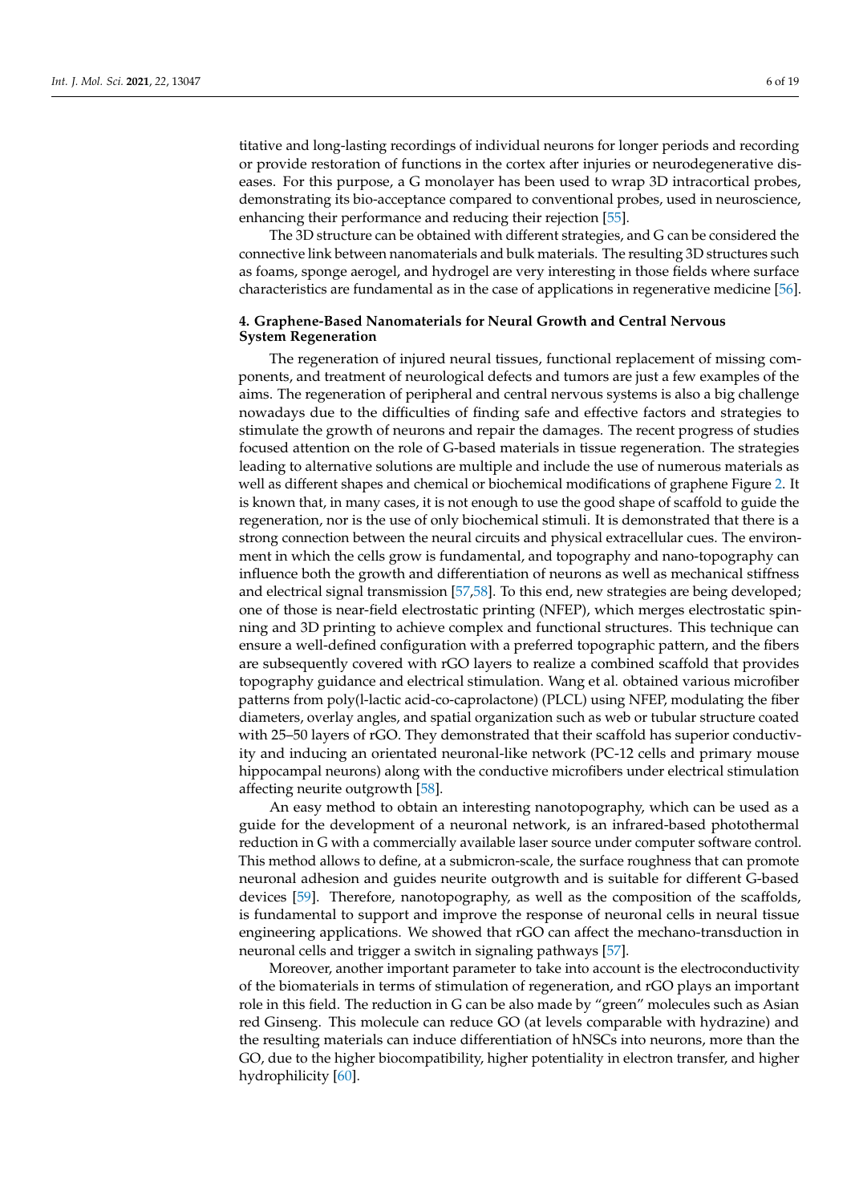titative and long-lasting recordings of individual neurons for longer periods and recording or provide restoration of functions in the cortex after injuries or neurodegenerative diseases. For this purpose, a G monolayer has been used to wrap 3D intracortical probes, demonstrating its bio-acceptance compared to conventional probes, used in neuroscience, enhancing their performance and reducing their rejection [55].

The 3D structure can be obtained with different strategies, and G can be considered the connective link between nanomaterials and bulk materials. The resulting 3D structures such as foams, sponge aerogel, and hydrogel are very interesting in those fields where surface characteristics are fundamental as in the case of applications in regenerative medicine [56].

## 4. Graphene-Based Nanomaterials for Neural Growth and Central Nervous System Regeneration

The regeneration of injured neural tissues, functional replacement of missing components, and treatment of neurological defects and tumors are just a few examples of the aims. The regeneration of peripheral and central nervous systems is also a big challenge nowadays due to the difficulties of finding safe and effective factors and strategies to stimulate the growth of neurons and repair the damages. The recent progress of studies focused attention on the role of G-based materials in tissue regeneration. The strategies leading to alternative solutions are multiple and include the use of numerous materials as well as different shapes and chemical or biochemical modifications of graphene Figure 2. It is known that, in many cases, it is not enough to use the good shape of scaffold to guide the regeneration, nor is the use of only biochemical stimuli. It is demonstrated that there is a strong connection between the neural circuits and physical extracellular cues. The environment in which the cells grow is fundamental, and topography and nano-topography can influence both the growth and differentiation of neurons as well as mechanical stiffness and electrical signal transmission [57,58]. To this end, new strategies are being developed; one of those is near-field electrostatic printing (NFEP), which merges electrostatic spinning and 3D printing to achieve complex and functional structures. This technique can ensure a well-defined configuration with a preferred topographic pattern, and the fibers are subsequently covered with rGO layers to realize a combined scaffold that provides topography guidance and electrical stimulation. Wang et al. obtained various microfiber patterns from poly(l-lactic acid-co-caprolactone) (PLCL) using NFEP, modulating the fiber diameters, overlay angles, and spatial organization such as web or tubular structure coated with 25–50 layers of rGO. They demonstrated that their scaffold has superior conductivity and inducing an orientated neuronal-like network (PC-12 cells and primary mouse hippocampal neurons) along with the conductive microfibers under electrical stimulation affecting neurite outgrowth [58].

An easy method to obtain an interesting nanotopography, which can be used as a guide for the development of a neuronal network, is an infrared-based photothermal reduction in G with a commercially available laser source under computer software control. This method allows to define, at a submicron-scale, the surface roughness that can promote neuronal adhesion and guides neurite outgrowth and is suitable for different G-based devices [59]. Therefore, nanotopography, as well as the composition of the scaffolds, is fundamental to support and improve the response of neuronal cells in neural tissue engineering applications. We showed that rGO can affect the mechano-transduction in neuronal cells and trigger a switch in signaling pathways [57].

Moreover, another important parameter to take into account is the electroconductivity of the biomaterials in terms of stimulation of regeneration, and rGO plays an important role in this field. The reduction in G can be also made by "green" molecules such as Asian red Ginseng. This molecule can reduce GO (at levels comparable with hydrazine) and the resulting materials can induce differentiation of hNSCs into neurons, more than the GO, due to the higher biocompatibility, higher potentiality in electron transfer, and higher hydrophilicity [60].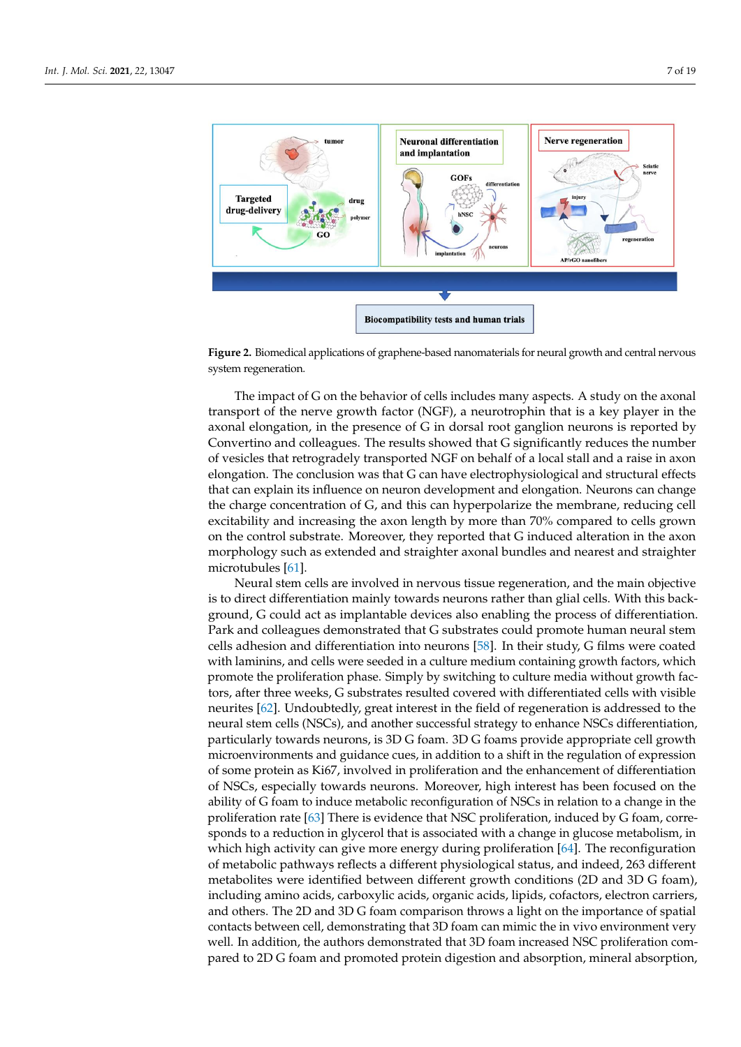**Figure 2.** Biomedical applications of graphene-based nanomaterials for neural growth and central nervous system regeneration.

The impact of G on the behavior of cells includes many aspects. A study on the axonal transport of the nerve growth factor (NGF), a neurotrophin that is a key player in the axonal elongation, in the presence of G in dorsal root ganglion neurons is reported by Convertino and colleagues. The results showed that G significantly reduces the number of vesicles that retrogradely transported NGF on behalf of a local stall and a raise in axon elongation. The conclusion was that G can have electrophysiological and structural effects that can explain its influence on neuron development and elongation. Neurons can change the charge concentration of G, and this can hyperpolarize the membrane, reducing cell excitability and increasing the axon length by more than 70% compared to cells grown on the control substrate. Moreover, they reported that G induced alteration in the axon morphology such as extended and straighter axonal bundles and nearest and straighter microtubules [61].

Neural stem cells are involved in nervous tissue regeneration, and the main objective is to direct differentiation mainly towards neurons rather than glial cells. With this background, G could act as implantable devices also enabling the process of differentiation. Park and colleagues demonstrated that G substrates could promote human neural stem cells adhesion and differentiation into neurons [58]. In their study, G films were coated with laminins, and cells were seeded in a culture medium containing growth factors, which promote the proliferation phase. Simply by switching to culture media without growth factors, after three weeks, G substrates resulted covered with differentiated cells with visible neurites [62]. Undoubtedly, great interest in the field of regeneration is addressed to the neural stem cells (NSCs), and another successful strategy to enhance NSCs differentiation, particularly towards neurons, is 3D G foam. 3D G foams provide appropriate cell growth microenvironments and guidance cues, in addition to a shift in the regulation of expression of some protein as Ki67, involved in proliferation and the enhancement of differentiation of NSCs, especially towards neurons. Moreover, high interest has been focused on the ability of G foam to induce metabolic reconfiguration of NSCs in relation to a change in the proliferation rate [63] There is evidence that NSC proliferation, induced by G foam, corresponds to a reduction in glycerol that is associated with a change in glucose metabolism, in which high activity can give more energy during proliferation [64]. The reconfiguration of metabolic pathways reflects a different physiological status, and indeed, 263 different metabolites were identified between different growth conditions (2D and 3D G foam), including amino acids, carboxylic acids, organic acids, lipids, cofactors, electron carriers, and others. The 2D and 3D G foam comparison throws a light on the importance of spatial contacts between cell, demonstrating that 3D foam can mimic the in vivo environment very well. In addition, the authors demonstrated that 3D foam increased NSC proliferation compared to 2D G foam and promoted protein digestion and absorption, mineral absorption,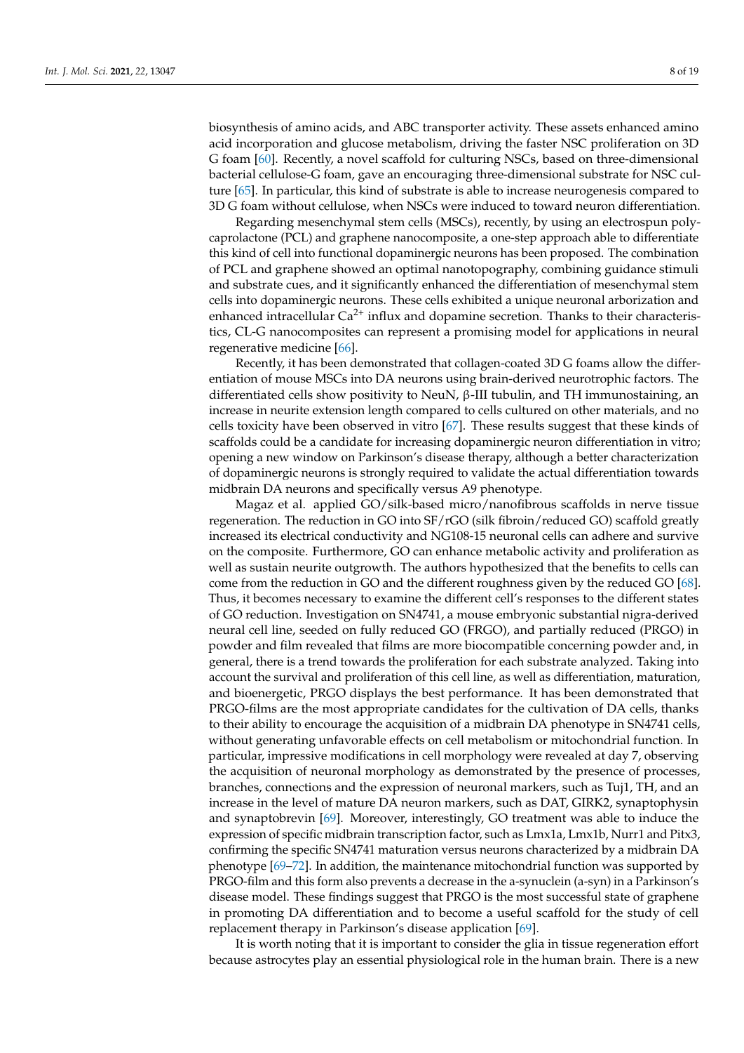biosynthesis of amino acids, and ABC transporter activity. These assets enhanced amino acid incorporation and glucose metabolism, driving the faster NSC proliferation on 3D G foam [60]. Recently, a novel scaffold for culturing NSCs, based on three-dimensional bacterial cellulose-G foam, gave an encouraging three-dimensional substrate for NSC culture [65]. In particular, this kind of substrate is able to increase neurogenesis compared to 3D G foam without cellulose, when NSCs were induced to toward neuron differentiation.

Regarding mesenchymal stem cells (MSCs), recently, by using an electrospun polycaprolactone (PCL) and graphene nanocomposite, a one-step approach able to differentiate this kind of cell into functional dopaminergic neurons has been proposed. The combination of PCL and graphene showed an optimal nanotopography, combining guidance stimuli and substrate cues, and it significantly enhanced the differentiation of mesenchymal stem cells into dopaminergic neurons. These cells exhibited a unique neuronal arborization and enhanced intracellular $Ca^{2+}$ influx and dopamine secretion. Thanks to their characteristics, CL-G nanocomposites can represent a promising model for applications in neural regenerative medicine [66].

Recently, it has been demonstrated that collagen-coated 3D G foams allow the differentiation of mouse MSCs into DA neurons using brain-derived neurotrophic factors. The differentiated cells show positivity to NeuN, β-III tubulin, and TH immunostaining, an increase in neurite extension length compared to cells cultured on other materials, and no cells toxicity have been observed in vitro [67]. These results suggest that these kinds of scaffolds could be a candidate for increasing dopaminergic neuron differentiation in vitro; opening a new window on Parkinson's disease therapy, although a better characterization of dopaminergic neurons is strongly required to validate the actual differentiation towards midbrain DA neurons and specifically versus A9 phenotype.

Magaz et al. applied GO/silk-based micro/nanofibrous scaffolds in nerve tissue regeneration. The reduction in GO into SF/rGO (silk fibroin/reduced GO) scaffold greatly increased its electrical conductivity and NG108-15 neuronal cells can adhere and survive on the composite. Furthermore, GO can enhance metabolic activity and proliferation as well as sustain neurite outgrowth. The authors hypothesized that the benefits to cells can come from the reduction in GO and the different roughness given by the reduced GO [68]. Thus, it becomes necessary to examine the different cell's responses to the different states of GO reduction. Investigation on SN4741, a mouse embryonic substantial nigra-derived neural cell line, seeded on fully reduced GO (FRGO), and partially reduced (PRGO) in powder and film revealed that films are more biocompatible concerning powder and, in general, there is a trend towards the proliferation for each substrate analyzed. Taking into account the survival and proliferation of this cell line, as well as differentiation, maturation, and bioenergetic, PRGO displays the best performance. It has been demonstrated that PRGO-films are the most appropriate candidates for the cultivation of DA cells, thanks to their ability to encourage the acquisition of a midbrain DA phenotype in SN4741 cells, without generating unfavorable effects on cell metabolism or mitochondrial function. In particular, impressive modifications in cell morphology were revealed at day 7, observing the acquisition of neuronal morphology as demonstrated by the presence of processes, branches, connections and the expression of neuronal markers, such as Tuj1, TH, and an increase in the level of mature DA neuron markers, such as DAT, GIRK2, synaptophysin and synaptobrevin [69]. Moreover, interestingly, GO treatment was able to induce the expression of specific midbrain transcription factor, such as Lmx1a, Lmx1b, Nurr1 and Pitx3, confirming the specific SN4741 maturation versus neurons characterized by a midbrain DA phenotype [69–72]. In addition, the maintenance mitochondrial function was supported by PRGO-film and this form also prevents a decrease in the a-synuclein (a-syn) in a Parkinson's disease model. These findings suggest that PRGO is the most successful state of graphene in promoting DA differentiation and to become a useful scaffold for the study of cell replacement therapy in Parkinson's disease application [69].

It is worth noting that it is important to consider the glia in tissue regeneration effort because astrocytes play an essential physiological role in the human brain. There is a new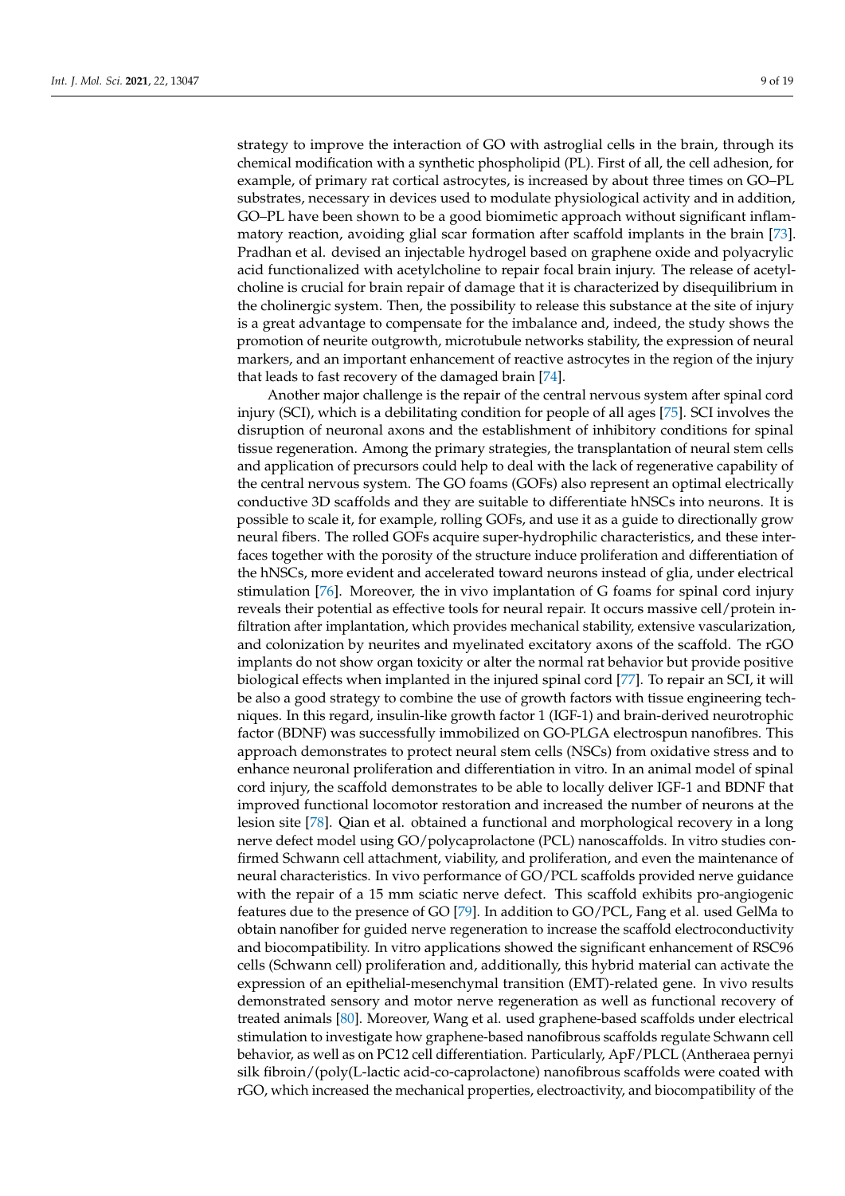strategy to improve the interaction of GO with astroglial cells in the brain, through its chemical modification with a synthetic phospholipid (PL). First of all, the cell adhesion, for example, of primary rat cortical astrocytes, is increased by about three times on GO–PL substrates, necessary in devices used to modulate physiological activity and in addition, GO–PL have been shown to be a good biomimetic approach without significant inflammatory reaction, avoiding glial scar formation after scaffold implants in the brain [73]. Pradhan et al. devised an injectable hydrogel based on graphene oxide and polyacrylic acid functionalized with acetylcholine to repair focal brain injury. The release of acetylcholine is crucial for brain repair of damage that it is characterized by disequilibrium in the cholinergic system. Then, the possibility to release this substance at the site of injury is a great advantage to compensate for the imbalance and, indeed, the study shows the promotion of neurite outgrowth, microtubule networks stability, the expression of neural markers, and an important enhancement of reactive astrocytes in the region of the injury that leads to fast recovery of the damaged brain [74].

Another major challenge is the repair of the central nervous system after spinal cord injury (SCI), which is a debilitating condition for people of all ages [75]. SCI involves the disruption of neuronal axons and the establishment of inhibitory conditions for spinal tissue regeneration. Among the primary strategies, the transplantation of neural stem cells and application of precursors could help to deal with the lack of regenerative capability of the central nervous system. The GO foams (GOFs) also represent an optimal electrically conductive 3D scaffolds and they are suitable to differentiate hNSCs into neurons. It is possible to scale it, for example, rolling GOFs, and use it as a guide to directionally grow neural fibers. The rolled GOFs acquire super-hydrophilic characteristics, and these interfaces together with the porosity of the structure induce proliferation and differentiation of the hNSCs, more evident and accelerated toward neurons instead of glia, under electrical stimulation [76]. Moreover, the in vivo implantation of G foams for spinal cord injury reveals their potential as effective tools for neural repair. It occurs massive cell/protein infiltration after implantation, which provides mechanical stability, extensive vascularization, and colonization by neurites and myelinated excitatory axons of the scaffold. The rGO implants do not show organ toxicity or alter the normal rat behavior but provide positive biological effects when implanted in the injured spinal cord [77]. To repair an SCI, it will be also a good strategy to combine the use of growth factors with tissue engineering techniques. In this regard, insulin-like growth factor 1 (IGF-1) and brain-derived neurotrophic factor (BDNF) was successfully immobilized on GO-PLGA electrospun nanofibres. This approach demonstrates to protect neural stem cells (NSCs) from oxidative stress and to enhance neuronal proliferation and differentiation in vitro. In an animal model of spinal cord injury, the scaffold demonstrates to be able to locally deliver IGF-1 and BDNF that improved functional locomotor restoration and increased the number of neurons at the lesion site [78]. Qian et al. obtained a functional and morphological recovery in a long nerve defect model using GO/polycaprolactone (PCL) nanoscaffolds. In vitro studies confirmed Schwann cell attachment, viability, and proliferation, and even the maintenance of neural characteristics. In vivo performance of GO/PCL scaffolds provided nerve guidance with the repair of a 15 mm sciatic nerve defect. This scaffold exhibits pro-angiogenic features due to the presence of GO [79]. In addition to GO/PCL, Fang et al. used GelMa to obtain nanofiber for guided nerve regeneration to increase the scaffold electroconductivity and biocompatibility. In vitro applications showed the significant enhancement of RSC96 cells (Schwann cell) proliferation and, additionally, this hybrid material can activate the expression of an epithelial-mesenchymal transition (EMT)-related gene. In vivo results demonstrated sensory and motor nerve regeneration as well as functional recovery of treated animals [80]. Moreover, Wang et al. used graphene-based scaffolds under electrical stimulation to investigate how graphene-based nanofibrous scaffolds regulate Schwann cell behavior, as well as on PC12 cell differentiation. Particularly, ApF/PLCL (Antheraea pernyi silk fibroin/(poly(L-lactic acid-co-caprolactone) nanofibrous scaffolds were coated with rGO, which increased the mechanical properties, electroactivity, and biocompatibility of the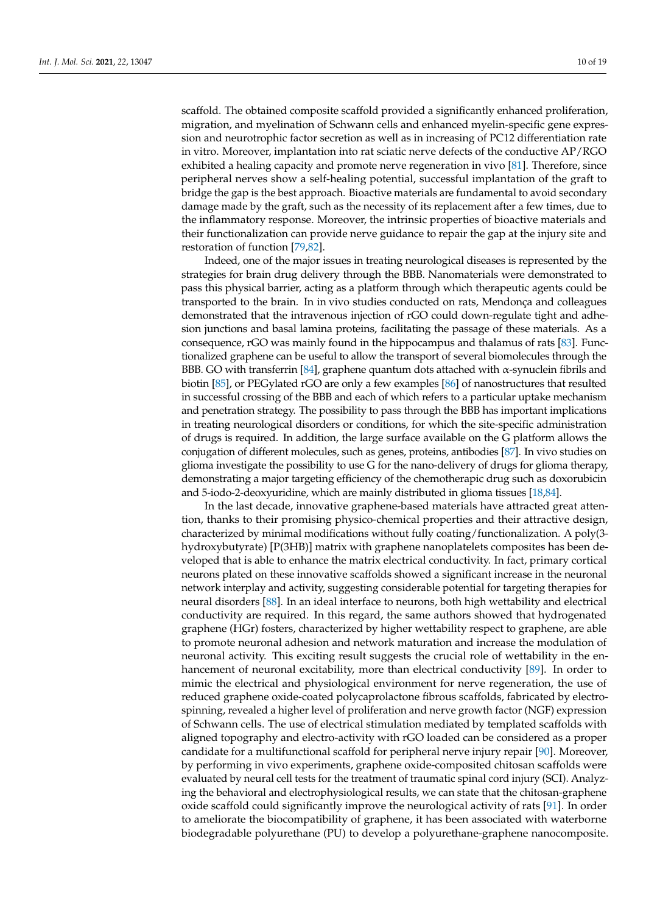scaffold. The obtained composite scaffold provided a significantly enhanced proliferation, migration, and myelination of Schwann cells and enhanced myelin-specific gene expression and neurotrophic factor secretion as well as in increasing of PC12 differentiation rate in vitro. Moreover, implantation into rat sciatic nerve defects of the conductive AP/RGO exhibited a healing capacity and promote nerve regeneration in vivo [81]. Therefore, since peripheral nerves show a self-healing potential, successful implantation of the graft to bridge the gap is the best approach. Bioactive materials are fundamental to avoid secondary damage made by the graft, such as the necessity of its replacement after a few times, due to the inflammatory response. Moreover, the intrinsic properties of bioactive materials and their functionalization can provide nerve guidance to repair the gap at the injury site and restoration of function [79,82].

Indeed, one of the major issues in treating neurological diseases is represented by the strategies for brain drug delivery through the BBB. Nanomaterials were demonstrated to pass this physical barrier, acting as a platform through which therapeutic agents could be transported to the brain. In in vivo studies conducted on rats, Mendonça and colleagues demonstrated that the intravenous injection of rGO could down-regulate tight and adhesion junctions and basal lamina proteins, facilitating the passage of these materials. As a consequence, rGO was mainly found in the hippocampus and thalamus of rats [83]. Functionalized graphene can be useful to allow the transport of several biomolecules through the BBB. GO with transferrin [84], graphene quantum dots attached with α-synuclein fibrils and biotin [85], or PEGylated rGO are only a few examples [86] of nanostructures that resulted in successful crossing of the BBB and each of which refers to a particular uptake mechanism and penetration strategy. The possibility to pass through the BBB has important implications in treating neurological disorders or conditions, for which the site-specific administration of drugs is required. In addition, the large surface available on the G platform allows the conjugation of different molecules, such as genes, proteins, antibodies [87]. In vivo studies on glioma investigate the possibility to use G for the nano-delivery of drugs for glioma therapy, demonstrating a major targeting efficiency of the chemotherapic drug such as doxorubicin and 5-iodo-2-deoxyuridine, which are mainly distributed in glioma tissues [18,84].

In the last decade, innovative graphene-based materials have attracted great attention, thanks to their promising physico-chemical properties and their attractive design, characterized by minimal modifications without fully coating/functionalization. A poly(3-hydroxybutyrate) [P(3HB)] matrix with graphene nanoplatelets composites has been developed that is able to enhance the matrix electrical conductivity. In fact, primary cortical neurons plated on these innovative scaffolds showed a significant increase in the neuronal network interplay and activity, suggesting considerable potential for targeting therapies for neural disorders [88]. In an ideal interface to neurons, both high wettability and electrical conductivity are required. In this regard, the same authors showed that hydrogenated graphene (HGr) fosters, characterized by higher wettability respect to graphene, are able to promote neuronal adhesion and network maturation and increase the modulation of neuronal activity. This exciting result suggests the crucial role of wettability in the enhancement of neuronal excitability, more than electrical conductivity [89]. In order to mimic the electrical and physiological environment for nerve regeneration, the use of reduced graphene oxide-coated polycaprolactone fibrous scaffolds, fabricated by electrospinning, revealed a higher level of proliferation and nerve growth factor (NGF) expression of Schwann cells. The use of electrical stimulation mediated by templated scaffolds with aligned topography and electro-activity with rGO loaded can be considered as a proper candidate for a multifunctional scaffold for peripheral nerve injury repair [90]. Moreover, by performing in vivo experiments, graphene oxide-composited chitosan scaffolds were evaluated by neural cell tests for the treatment of traumatic spinal cord injury (SCI). Analyzing the behavioral and electrophysiological results, we can state that the chitosan-graphene oxide scaffold could significantly improve the neurological activity of rats [91]. In order to ameliorate the biocompatibility of graphene, it has been associated with waterborne biodegradable polyurethane (PU) to develop a polyurethane-graphene nanocomposite.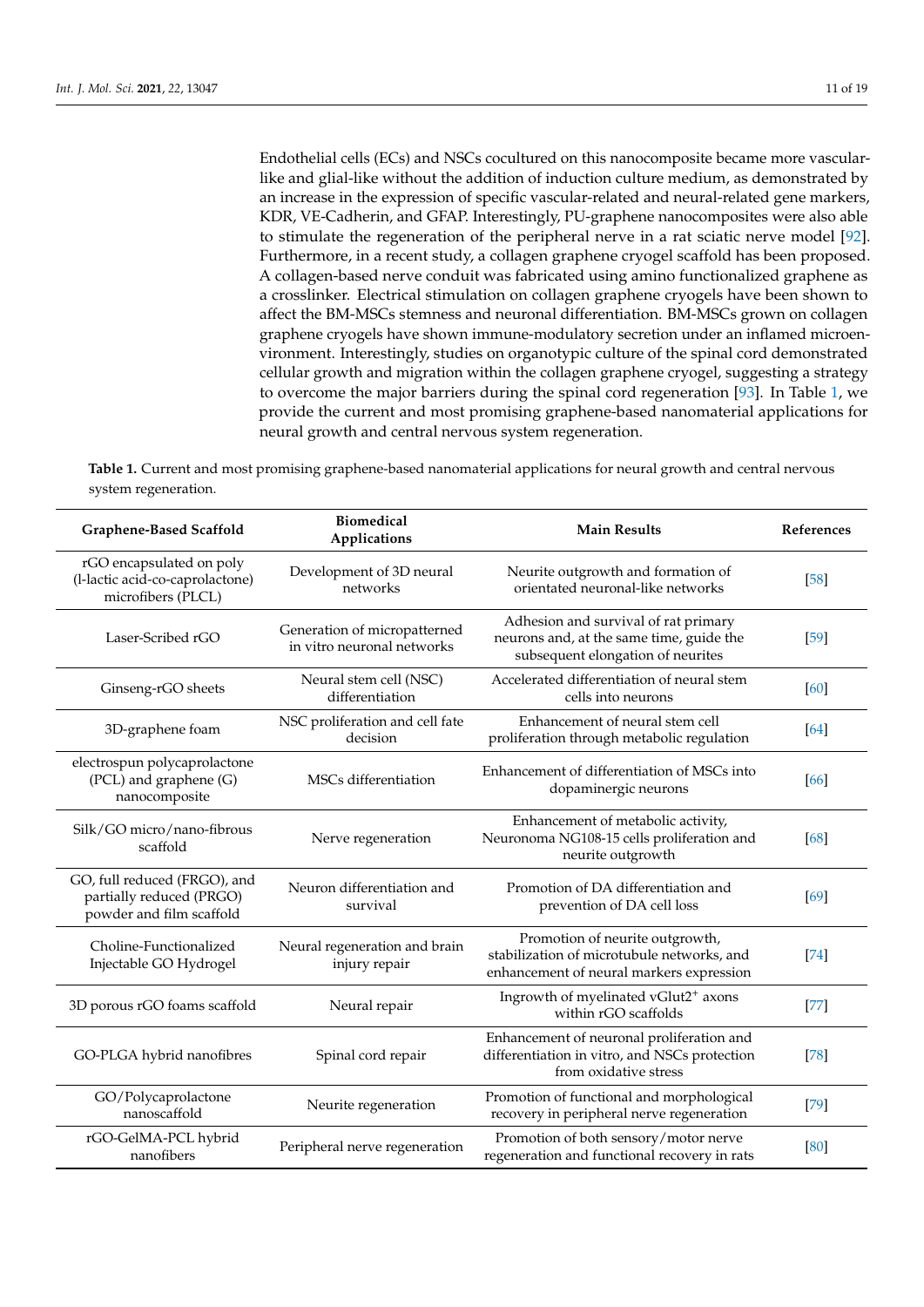Endothelial cells (ECs) and NSCs cocultured on this nanocomposite became more vascular-like and glial-like without the addition of induction culture medium, as demonstrated by an increase in the expression of specific vascular-related and neural-related gene markers, KDR, VE-Cadherin, and GFAP. Interestingly, PU-graphene nanocomposites were also able to stimulate the regeneration of the peripheral nerve in a rat sciatic nerve model [92]. Furthermore, in a recent study, a collagen graphene cryogel scaffold has been proposed. A collagen-based nerve conduit was fabricated using amino functionalized graphene as a crosslinker. Electrical stimulation on collagen graphene cryogels have been shown to affect the BM-MSCs stemness and neuronal differentiation. BM-MSCs grown on collagen graphene cryogels have shown immune-modulatory secretion under an inflamed microenvironment. Interestingly, studies on organotypic culture of the spinal cord demonstrated cellular growth and migration within the collagen graphene cryogel, suggesting a strategy to overcome the major barriers during the spinal cord regeneration [93]. In Table 1, we provide the current and most promising graphene-based nanomaterial applications for neural growth and central nervous system regeneration.

**Table 1.** Current and most promising graphene-based nanomaterial applications for neural growth and central nervous system regeneration.

| Graphene-Based Scaffold | Biomedical Applications | Main Results | References |
|---|---|---|---|
| rGO encapsulated on poly (l-lactic acid-co-caprolactone) microfibers (PLCL) | Development of 3D neural networks | Neurite outgrowth and formation of orientated neuronal-like networks | [58] |
| Laser-Scribed rGO | Generation of micropatterned in vitro neuronal networks | Adhesion and survival of rat primary neurons and, at the same time, guide the subsequent elongation of neurites | [59] |
| Ginseng-rGO sheets | Neural stem cell (NSC) differentiation | Accelerated differentiation of neural stem cells into neurons | [60] |
| 3D-graphene foam | NSC proliferation and cell fate decision | Enhancement of neural stem cell proliferation through metabolic regulation | [64] |
| electrospun polycaprolactone (PCL) and graphene (G) nanocomposite | MSCs differentiation | Enhancement of differentiation of MSCs into dopaminergic neurons | [66] |
| Silk/GO micro/nano-fibrous scaffold | Nerve regeneration | Enhancement of metabolic activity, Neuronoma NG108-15 cells proliferation and neurite outgrowth | [68] |
| GO, full reduced (FRGO), and partially reduced (PRGO) powder and film scaffold | Neuron differentiation and survival | Promotion of DA differentiation and prevention of DA cell loss | [69] |
| Choline-Functionalized Injectable GO Hydrogel | Neural regeneration and brain injury repair | Promotion of neurite outgrowth, stabilization of microtubule networks, and enhancement of neural markers expression | [74] |
| 3D porous rGO foams scaffold | Neural repair | Ingrowth of myelinated vGlut2$^{+}$ axons within rGO scaffolds | [77] |
| GO-PLGA hybrid nanofibres | Spinal cord repair | Enhancement of neuronal proliferation and differentiation in vitro, and NSCs protection from oxidative stress | [78] |
| GO/Polycaprolactone nanoscaffold | Neurite regeneration | Promotion of functional and morphological recovery in peripheral nerve regeneration | [79] |
| rGO-GelMA-PCL hybrid nanofibers | Peripheral nerve regeneration | Promotion of both sensory/motor nerve regeneration and functional recovery in rats | [80] |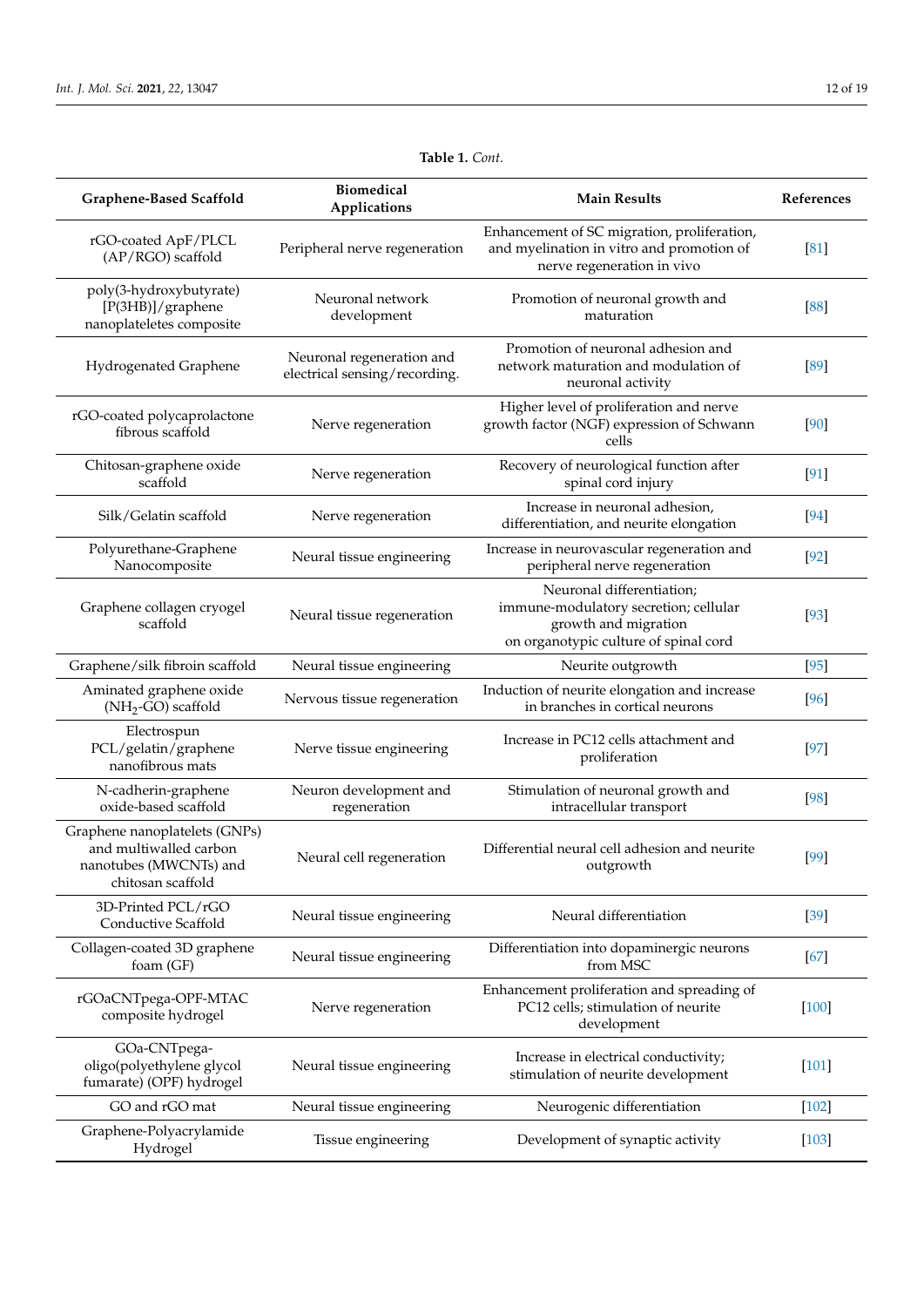**Table 1.** *Cont.*

| Graphene-Based Scaffold | Biomedical Applications | Main Results | References |
|---|---|---|---|
| rGO-coated ApF/PLCL (AP/RGO) scaffold | Peripheral nerve regeneration | Enhancement of SC migration, proliferation, and myelination in vitro and promotion of nerve regeneration in vivo | [81] |
| poly(3-hydroxybutyrate) [P(3HB)]/graphene nanoplateletes composite | Neuronal network development | Promotion of neuronal growth and maturation | [88] |
| Hydrogenated Graphene | Neuronal regeneration and electrical sensing/recording. | Promotion of neuronal adhesion and network maturation and modulation of neuronal activity | [89] |
| rGO-coated polycaprolactone fibrous scaffold | Nerve regeneration | Higher level of proliferation and nerve growth factor (NGF) expression of Schwann cells | [90] |
| Chitosan-graphene oxide scaffold | Nerve regeneration | Recovery of neurological function after spinal cord injury | [91] |
| Silk/Gelatin scaffold | Nerve regeneration | Increase in neuronal adhesion, differentiation, and neurite elongation | [94] |
| Polyurethane-Graphene Nanocomposite | Neural tissue engineering | Increase in neurovascular regeneration and peripheral nerve regeneration | [92] |
| Graphene collagen cryogel scaffold | Neural tissue regeneration | Neuronal differentiation; immune-modulatory secretion; cellular growth and migration on organotypic culture of spinal cord | [93] |
| Graphene/silk fibroin scaffold | Neural tissue engineering | Neurite outgrowth | [95] |
| Aminated graphene oxide ($NH_2$-GO) scaffold | Nervous tissue regeneration | Induction of neurite elongation and increase in branches in cortical neurons | [96] |
| Electrospun PCL/gelatin/graphene nanofibrous mats | Nerve tissue engineering | Increase in PC12 cells attachment and proliferation | [97] |
| N-cadherin-graphene oxide-based scaffold | Neuron development and regeneration | Stimulation of neuronal growth and intracellular transport | [98] |
| Graphene nanoplatelets (GNPs) and multiwalled carbon nanotubes (MWCNTs) and chitosan scaffold | Neural cell regeneration | Differential neural cell adhesion and neurite outgrowth | [99] |
| 3D-Printed PCL/rGO Conductive Scaffold | Neural tissue engineering | Neural differentiation | [39] |
| Collagen-coated 3D graphene foam (GF) | Neural tissue engineering | Differentiation into dopaminergic neurons from MSC | [67] |
| rGOaCNTpega-OPF-MTAC composite hydrogel | Nerve regeneration | Enhancement proliferation and spreading of PC12 cells; stimulation of neurite development | [100] |
| GOa-CNTpega-oligo(polyethylene glycol fumarate) (OPF) hydrogel | Neural tissue engineering | Increase in electrical conductivity; stimulation of neurite development | [101] |
| GO and rGO mat | Neural tissue engineering | Neurogenic differentiation | [102] |
| Graphene-Polyacrylamide Hydrogel | Tissue engineering | Development of synaptic activity | [103] |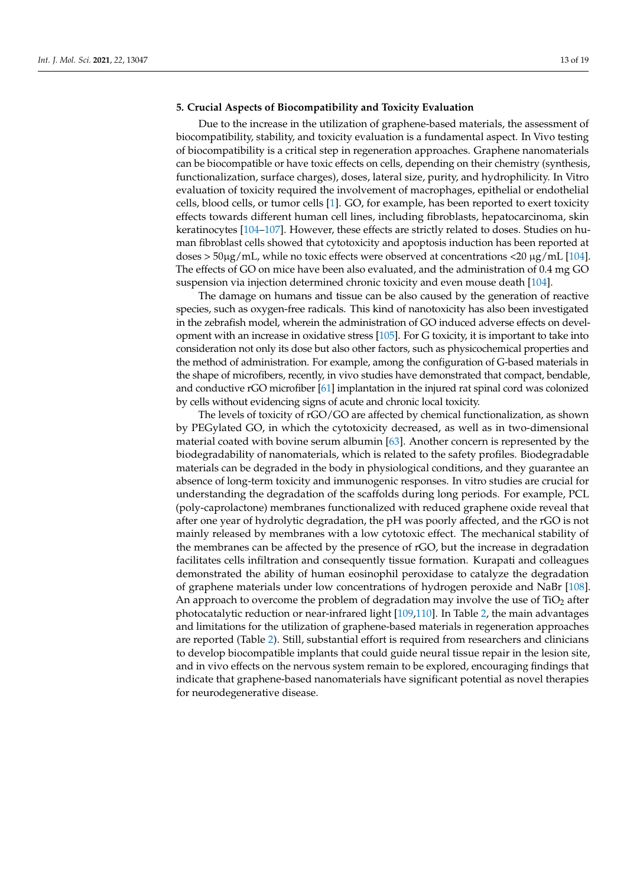## 5. Crucial Aspects of Biocompatibility and Toxicity Evaluation

Due to the increase in the utilization of graphene-based materials, the assessment of biocompatibility, stability, and toxicity evaluation is a fundamental aspect. In Vivo testing of biocompatibility is a critical step in regeneration approaches. Graphene nanomaterials can be biocompatible or have toxic effects on cells, depending on their chemistry (synthesis, functionalization, surface charges), doses, lateral size, purity, and hydrophilicity. In Vitro evaluation of toxicity required the involvement of macrophages, epithelial or endothelial cells, blood cells, or tumor cells [1]. GO, for example, has been reported to exert toxicity effects towards different human cell lines, including fibroblasts, hepatocarcinoma, skin keratinocytes [104–107]. However, these effects are strictly related to doses. Studies on human fibroblast cells showed that cytotoxicity and apoptosis induction has been reported at doses > 50µg/mL, while no toxic effects were observed at concentrations <20 µg/mL [104]. The effects of GO on mice have been also evaluated, and the administration of 0.4 mg GO suspension via injection determined chronic toxicity and even mouse death [104].

The damage on humans and tissue can be also caused by the generation of reactive species, such as oxygen-free radicals. This kind of nanotoxicity has also been investigated in the zebrafish model, wherein the administration of GO induced adverse effects on development with an increase in oxidative stress [105]. For G toxicity, it is important to take into consideration not only its dose but also other factors, such as physicochemical properties and the method of administration. For example, among the configuration of G-based materials in the shape of microfibers, recently, in vivo studies have demonstrated that compact, bendable, and conductive rGO microfiber [61] implantation in the injured rat spinal cord was colonized by cells without evidencing signs of acute and chronic local toxicity.

The levels of toxicity of rGO/GO are affected by chemical functionalization, as shown by PEGylated GO, in which the cytotoxicity decreased, as well as in two-dimensional material coated with bovine serum albumin [63]. Another concern is represented by the biodegradability of nanomaterials, which is related to the safety profiles. Biodegradable materials can be degraded in the body in physiological conditions, and they guarantee an absence of long-term toxicity and immunogenic responses. In vitro studies are crucial for understanding the degradation of the scaffolds during long periods. For example, PCL (poly-caprolactone) membranes functionalized with reduced graphene oxide reveal that after one year of hydrolytic degradation, the pH was poorly affected, and the rGO is not mainly released by membranes with a low cytotoxic effect. The mechanical stability of the membranes can be affected by the presence of rGO, but the increase in degradation facilitates cells infiltration and consequently tissue formation. Kurapati and colleagues demonstrated the ability of human eosinophil peroxidase to catalyze the degradation of graphene materials under low concentrations of hydrogen peroxide and NaBr [108]. An approach to overcome the problem of degradation may involve the use of $TiO_2$ after photocatalytic reduction or near-infrared light [109,110]. In Table 2, the main advantages and limitations for the utilization of graphene-based materials in regeneration approaches are reported (Table 2). Still, substantial effort is required from researchers and clinicians to develop biocompatible implants that could guide neural tissue repair in the lesion site, and in vivo effects on the nervous system remain to be explored, encouraging findings that indicate that graphene-based nanomaterials have significant potential as novel therapies for neurodegenerative disease.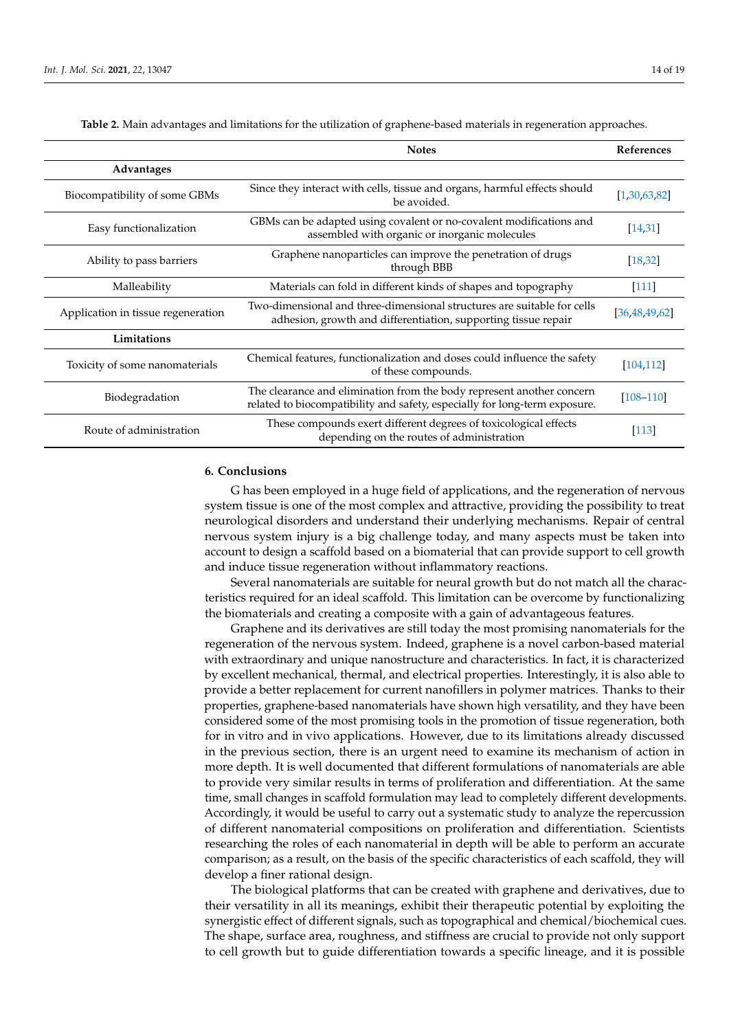**Table 2.** Main advantages and limitations for the utilization of graphene-based materials in regeneration approaches.

| | Notes | References |
|---|---|---|
| **Advantages** | | |
| Biocompatibility of some GBMs | Since they interact with cells, tissue and organs, harmful effects should be avoided. | [1,30,63,82] |
| Easy functionalization | GBMs can be adapted using covalent or no-covalent modifications and assembled with organic or inorganic molecules | [14,31] |
| Ability to pass barriers | Graphene nanoparticles can improve the penetration of drugs through BBB | [18,32] |
| Malleability | Materials can fold in different kinds of shapes and topography | [111] |
| Application in tissue regeneration | Two-dimensional and three-dimensional structures are suitable for cells adhesion, growth and differentiation, supporting tissue repair | [36,48,49,62] |
| **Limitations** | | |
| Toxicity of some nanomaterials | Chemical features, functionalization and doses could influence the safety of these compounds. | [104,112] |
| Biodegradation | The clearance and elimination from the body represent another concern related to biocompatibility and safety, especially for long-term exposure. | [108–110] |
| Route of administration | These compounds exert different degrees of toxicological effects depending on the routes of administration | [113] |

## 6. Conclusions

G has been employed in a huge field of applications, and the regeneration of nervous system tissue is one of the most complex and attractive, providing the possibility to treat neurological disorders and understand their underlying mechanisms. Repair of central nervous system injury is a big challenge today, and many aspects must be taken into account to design a scaffold based on a biomaterial that can provide support to cell growth and induce tissue regeneration without inflammatory reactions.

Several nanomaterials are suitable for neural growth but do not match all the characteristics required for an ideal scaffold. This limitation can be overcome by functionalizing the biomaterials and creating a composite with a gain of advantageous features.

Graphene and its derivatives are still today the most promising nanomaterials for the regeneration of the nervous system. Indeed, graphene is a novel carbon-based material with extraordinary and unique nanostructure and characteristics. In fact, it is characterized by excellent mechanical, thermal, and electrical properties. Interestingly, it is also able to provide a better replacement for current nanofillers in polymer matrices. Thanks to their properties, graphene-based nanomaterials have shown high versatility, and they have been considered some of the most promising tools in the promotion of tissue regeneration, both for in vitro and in vivo applications. However, due to its limitations already discussed in the previous section, there is an urgent need to examine its mechanism of action in more depth. It is well documented that different formulations of nanomaterials are able to provide very similar results in terms of proliferation and differentiation. At the same time, small changes in scaffold formulation may lead to completely different developments. Accordingly, it would be useful to carry out a systematic study to analyze the repercussion of different nanomaterial compositions on proliferation and differentiation. Scientists researching the roles of each nanomaterial in depth will be able to perform an accurate comparison; as a result, on the basis of the specific characteristics of each scaffold, they will develop a finer rational design.

The biological platforms that can be created with graphene and derivatives, due to their versatility in all its meanings, exhibit their therapeutic potential by exploiting the synergistic effect of different signals, such as topographical and chemical/biochemical cues. The shape, surface area, roughness, and stiffness are crucial to provide not only support to cell growth but to guide differentiation towards a specific lineage, and it is possible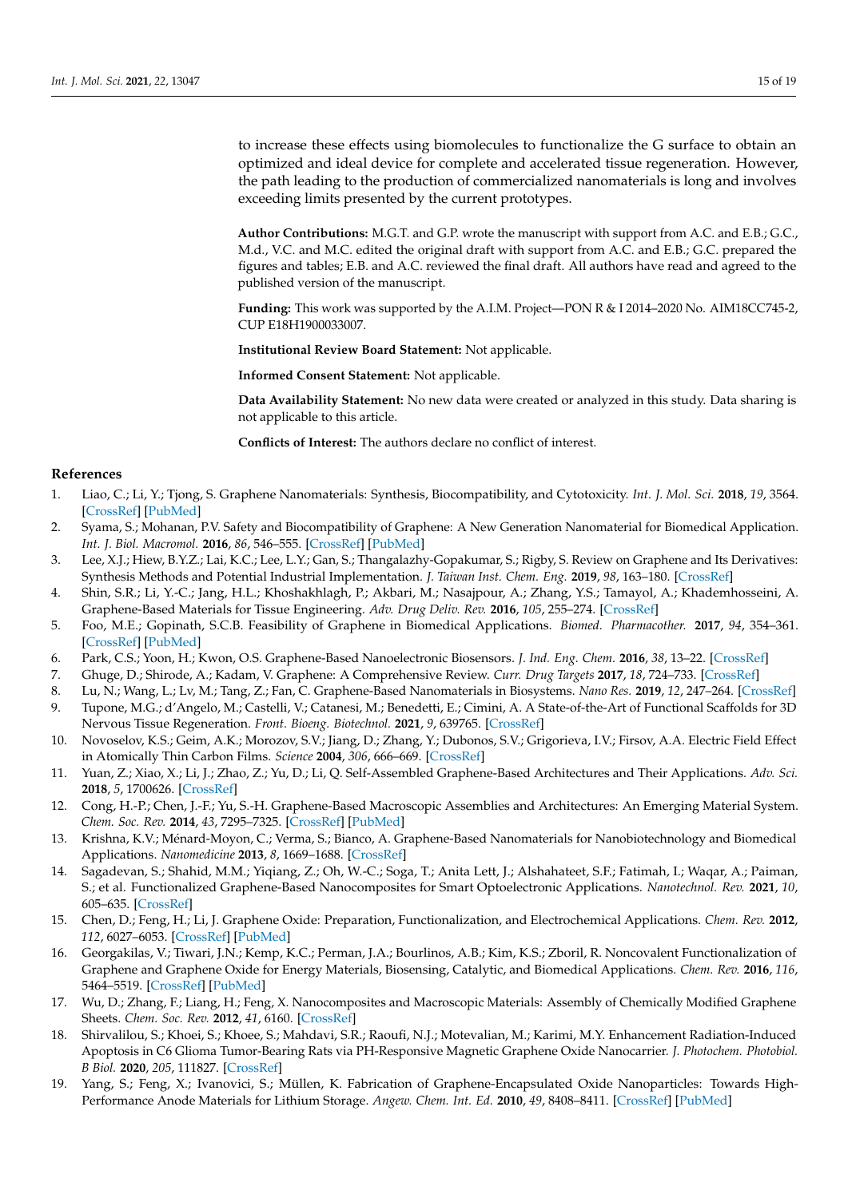to increase these effects using biomolecules to functionalize the G surface to obtain an optimized and ideal device for complete and accelerated tissue regeneration. However, the path leading to the production of commercialized nanomaterials is long and involves exceeding limits presented by the current prototypes.

**Author Contributions:** M.G.T. and G.P. wrote the manuscript with support from A.C. and E.B.; G.C., M.d., V.C. and M.C. edited the original draft with support from A.C. and E.B.; G.C. prepared the figures and tables; E.B. and A.C. reviewed the final draft. All authors have read and agreed to the published version of the manuscript.

**Funding:** This work was supported by the A.I.M. Project—PON R & I 2014–2020 No. AIM18CC745-2, CUP E18H1900033007.

**Institutional Review Board Statement:** Not applicable.

**Informed Consent Statement:** Not applicable.

**Data Availability Statement:** No new data were created or analyzed in this study. Data sharing is not applicable to this article.

**Conflicts of Interest:** The authors declare no conflict of interest.

## References

1. Liao, C.; Li, Y.; Tjong, S. Graphene Nanomaterials: Synthesis, Biocompatibility, and Cytotoxicity. *Int. J. Mol. Sci.* **2018**, *19*, 3564. [CrossRef] [PubMed]
2. Syama, S.; Mohanan, P.V. Safety and Biocompatibility of Graphene: A New Generation Nanomaterial for Biomedical Application. *Int. J. Biol. Macromol.* **2016**, *86*, 546–555. [CrossRef] [PubMed]
3. Lee, X.J.; Hiew, B.Y.Z.; Lai, K.C.; Lee, L.Y.; Gan, S.; Thangalazhy-Gopakumar, S.; Rigby, S. Review on Graphene and Its Derivatives: Synthesis Methods and Potential Industrial Implementation. *J. Taiwan Inst. Chem. Eng.* **2019**, *98*, 163–180. [CrossRef]
4. Shin, S.R.; Li, Y.-C.; Jang, H.L.; Khoshakhlagh, P.; Akbari, M.; Nasajpour, A.; Zhang, Y.S.; Tamayol, A.; Khademhosseini, A. Graphene-Based Materials for Tissue Engineering. *Adv. Drug Deliv. Rev.* **2016**, *105*, 255–274. [CrossRef]
5. Foo, M.E.; Gopinath, S.C.B. Feasibility of Graphene in Biomedical Applications. *Biomed. Pharmacother.* **2017**, *94*, 354–361. [CrossRef] [PubMed]
6. Park, C.S.; Yoon, H.; Kwon, O.S. Graphene-Based Nanoelectronic Biosensors. *J. Ind. Eng. Chem.* **2016**, *38*, 13–22. [CrossRef]
7. Ghuge, D.; Shirode, A.; Kadam, V. Graphene: A Comprehensive Review. *Curr. Drug Targets* **2017**, *18*, 724–733. [CrossRef]
8. Lu, N.; Wang, L.; Lv, M.; Tang, Z.; Fan, C. Graphene-Based Nanomaterials in Biosystems. *Nano Res.* **2019**, *12*, 247–264. [CrossRef]
9. Tupone, M.G.; d'Angelo, M.; Castelli, V.; Catanesi, M.; Benedetti, E.; Cimini, A. A State-of-the-Art of Functional Scaffolds for 3D Nervous Tissue Regeneration. *Front. Bioeng. Biotechnol.* **2021**, *9*, 639765. [CrossRef]
10. Novoselov, K.S.; Geim, A.K.; Morozov, S.V.; Jiang, D.; Zhang, Y.; Dubonos, S.V.; Grigorieva, I.V.; Firsov, A.A. Electric Field Effect in Atomically Thin Carbon Films. *Science* **2004**, *306*, 666–669. [CrossRef]
11. Yuan, Z.; Xiao, X.; Li, J.; Zhao, Z.; Yu, D.; Li, Q. Self-Assembled Graphene-Based Architectures and Their Applications. *Adv. Sci.* **2018**, *5*, 1700626. [CrossRef]
12. Cong, H.-P.; Chen, J.-F.; Yu, S.-H. Graphene-Based Macroscopic Assemblies and Architectures: An Emerging Material System. *Chem. Soc. Rev.* **2014**, *43*, 7295–7325. [CrossRef] [PubMed]
13. Krishna, K.V.; Ménard-Moyon, C.; Verma, S.; Bianco, A. Graphene-Based Nanomaterials for Nanobiotechnology and Biomedical Applications. *Nanomedicine* **2013**, *8*, 1669–1688. [CrossRef]
14. Sagadevan, S.; Shahid, M.M.; Yiqiang, Z.; Oh, W.-C.; Soga, T.; Anita Lett, J.; Alshahateet, S.F.; Fatimah, I.; Waqar, A.; Paiman, S.; et al. Functionalized Graphene-Based Nanocomposites for Smart Optoelectronic Applications. *Nanotechnol. Rev.* **2021**, *10*, 605–635. [CrossRef]
15. Chen, D.; Feng, H.; Li, J. Graphene Oxide: Preparation, Functionalization, and Electrochemical Applications. *Chem. Rev.* **2012**, *112*, 6027–6053. [CrossRef] [PubMed]
16. Georgakilas, V.; Tiwari, J.N.; Kemp, K.C.; Perman, J.A.; Bourlinos, A.B.; Kim, K.S.; Zboril, R. Noncovalent Functionalization of Graphene and Graphene Oxide for Energy Materials, Biosensing, Catalytic, and Biomedical Applications. *Chem. Rev.* **2016**, *116*, 5464–5519. [CrossRef] [PubMed]
17. Wu, D.; Zhang, F.; Liang, H.; Feng, X. Nanocomposites and Macroscopic Materials: Assembly of Chemically Modified Graphene Sheets. *Chem. Soc. Rev.* **2012**, *41*, 6160. [CrossRef]
18. Shirvalilou, S.; Khoei, S.; Khoee, S.; Mahdavi, S.R.; Raoufi, N.J.; Motevalian, M.; Karimi, M.Y. Enhancement Radiation-Induced Apoptosis in C6 Glioma Tumor-Bearing Rats via PH-Responsive Magnetic Graphene Oxide Nanocarrier. *J. Photochem. Photobiol. B Biol.* **2020**, *205*, 111827. [CrossRef]
19. Yang, S.; Feng, X.; Ivanovici, S.; Müllen, K. Fabrication of Graphene-Encapsulated Oxide Nanoparticles: Towards High-Performance Anode Materials for Lithium Storage. *Angew. Chem. Int. Ed.* **2010**, *49*, 8408–8411. [CrossRef] [PubMed]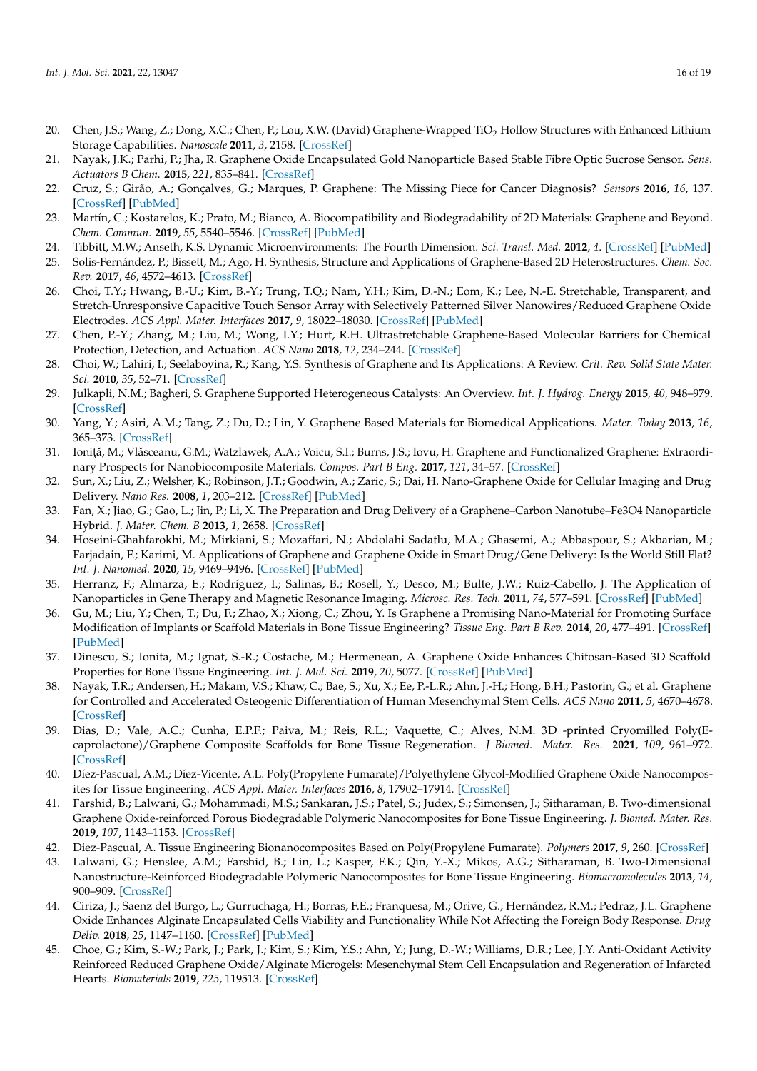20. Chen, J.S.; Wang, Z.; Dong, X.C.; Chen, P.; Lou, X.W. (David) Graphene-Wrapped $TiO_2$ Hollow Structures with Enhanced Lithium Storage Capabilities. *Nanoscale* **2011**, *3*, 2158. [CrossRef]
21. Nayak, J.K.; Parhi, P.; Jha, R. Graphene Oxide Encapsulated Gold Nanoparticle Based Stable Fibre Optic Sucrose Sensor. *Sens. Actuators B Chem.* **2015**, *221*, 835–841. [CrossRef]
22. Cruz, S.; Girão, A.; Gonçalves, G.; Marques, P. Graphene: The Missing Piece for Cancer Diagnosis? *Sensors* **2016**, *16*, 137. [CrossRef] [PubMed]
23. Martín, C.; Kostarelos, K.; Prato, M.; Bianco, A. Biocompatibility and Biodegradability of 2D Materials: Graphene and Beyond. *Chem. Commun.* **2019**, *55*, 5540–5546. [CrossRef] [PubMed]
24. Tibbitt, M.W.; Anseth, K.S. Dynamic Microenvironments: The Fourth Dimension. *Sci. Transl. Med.* **2012**, *4*. [CrossRef] [PubMed]
25. Solís-Fernández, P.; Bissett, M.; Ago, H. Synthesis, Structure and Applications of Graphene-Based 2D Heterostructures. *Chem. Soc. Rev.* **2017**, *46*, 4572–4613. [CrossRef]
26. Choi, T.Y.; Hwang, B.-U.; Kim, B.-Y.; Trung, T.Q.; Nam, Y.H.; Kim, D.-N.; Eom, K.; Lee, N.-E. Stretchable, Transparent, and Stretch-Unresponsive Capacitive Touch Sensor Array with Selectively Patterned Silver Nanowires/Reduced Graphene Oxide Electrodes. *ACS Appl. Mater. Interfaces* **2017**, *9*, 18022–18030. [CrossRef] [PubMed]
27. Chen, P.-Y.; Zhang, M.; Liu, M.; Wong, I.Y.; Hurt, R.H. Ultrastretchable Graphene-Based Molecular Barriers for Chemical Protection, Detection, and Actuation. *ACS Nano* **2018**, *12*, 234–244. [CrossRef]
28. Choi, W.; Lahiri, I.; Seelaboyina, R.; Kang, Y.S. Synthesis of Graphene and Its Applications: A Review. *Crit. Rev. Solid State Mater. Sci.* **2010**, *35*, 52–71. [CrossRef]
29. Julkapli, N.M.; Bagheri, S. Graphene Supported Heterogeneous Catalysts: An Overview. *Int. J. Hydrog. Energy* **2015**, *40*, 948–979. [CrossRef]
30. Yang, Y.; Asiri, A.M.; Tang, Z.; Du, D.; Lin, Y. Graphene Based Materials for Biomedical Applications. *Mater. Today* **2013**, *16*, 365–373. [CrossRef]
31. Ioniță, M.; Vlăsceanu, G.M.; Watzlawek, A.A.; Voicu, S.I.; Burns, J.S.; Iovu, H. Graphene and Functionalized Graphene: Extraordinary Prospects for Nanobiocomposite Materials. *Compos. Part B Eng.* **2017**, *121*, 34–57. [CrossRef]
32. Sun, X.; Liu, Z.; Welsher, K.; Robinson, J.T.; Goodwin, A.; Zaric, S.; Dai, H. Nano-Graphene Oxide for Cellular Imaging and Drug Delivery. *Nano Res.* **2008**, *1*, 203–212. [CrossRef] [PubMed]
33. Fan, X.; Jiao, G.; Gao, L.; Jin, P.; Li, X. The Preparation and Drug Delivery of a Graphene–Carbon Nanotube–Fe3O4 Nanoparticle Hybrid. *J. Mater. Chem. B* **2013**, *1*, 2658. [CrossRef]
34. Hoseini-Ghahfarokhi, M.; Mirkiani, S.; Mozaffari, N.; Abdolahi Sadatlu, M.A.; Ghasemi, A.; Abbaspour, S.; Akbarian, M.; Farjadain, F.; Karimi, M. Applications of Graphene and Graphene Oxide in Smart Drug/Gene Delivery: Is the World Still Flat? *Int. J. Nanomed.* **2020**, *15*, 9469–9496. [CrossRef] [PubMed]
35. Herranz, F.; Almarza, E.; Rodríguez, I.; Salinas, B.; Rosell, Y.; Desco, M.; Bulte, J.W.; Ruiz-Cabello, J. The Application of Nanoparticles in Gene Therapy and Magnetic Resonance Imaging. *Microsc. Res. Tech.* **2011**, *74*, 577–591. [CrossRef] [PubMed]
36. Gu, M.; Liu, Y.; Chen, T.; Du, F.; Zhao, X.; Xiong, C.; Zhou, Y. Is Graphene a Promising Nano-Material for Promoting Surface Modification of Implants or Scaffold Materials in Bone Tissue Engineering? *Tissue Eng. Part B Rev.* **2014**, *20*, 477–491. [CrossRef] [PubMed]
37. Dinescu, S.; Ionita, M.; Ignat, S.-R.; Costache, M.; Hermenean, A. Graphene Oxide Enhances Chitosan-Based 3D Scaffold Properties for Bone Tissue Engineering. *Int. J. Mol. Sci.* **2019**, *20*, 5077. [CrossRef] [PubMed]
38. Nayak, T.R.; Andersen, H.; Makam, V.S.; Khaw, C.; Bae, S.; Xu, X.; Ee, P.-L.R.; Ahn, J.-H.; Hong, B.H.; Pastorin, G.; et al. Graphene for Controlled and Accelerated Osteogenic Differentiation of Human Mesenchymal Stem Cells. *ACS Nano* **2011**, *5*, 4670–4678. [CrossRef]
39. Dias, D.; Vale, A.C.; Cunha, E.P.F.; Paiva, M.; Reis, R.L.; Vaquette, C.; Alves, N.M. 3D -printed Cryomilled Poly(E-caprolactone)/Graphene Composite Scaffolds for Bone Tissue Regeneration. *J Biomed. Mater. Res.* **2021**, *109*, 961–972. [CrossRef]
40. Díez-Pascual, A.M.; Díez-Vicente, A.L. Poly(Propylene Fumarate)/Polyethylene Glycol-Modified Graphene Oxide Nanocomposites for Tissue Engineering. *ACS Appl. Mater. Interfaces* **2016**, *8*, 17902–17914. [CrossRef]
41. Farshid, B.; Lalwani, G.; Mohammadi, M.S.; Sankaran, J.S.; Patel, S.; Judex, S.; Simonsen, J.; Sitharaman, B. Two-dimensional Graphene Oxide-reinforced Porous Biodegradable Polymeric Nanocomposites for Bone Tissue Engineering. *J. Biomed. Mater. Res.* **2019**, *107*, 1143–1153. [CrossRef]
42. Diez-Pascual, A. Tissue Engineering Bionanocomposites Based on Poly(Propylene Fumarate). *Polymers* **2017**, *9*, 260. [CrossRef]
43. Lalwani, G.; Henslee, A.M.; Farshid, B.; Lin, L.; Kasper, F.K.; Qin, Y.-X.; Mikos, A.G.; Sitharaman, B. Two-Dimensional Nanostructure-Reinforced Biodegradable Polymeric Nanocomposites for Bone Tissue Engineering. *Biomacromolecules* **2013**, *14*, 900–909. [CrossRef]
44. Ciriza, J.; Saenz del Burgo, L.; Gurruchaga, H.; Borras, F.E.; Franquesa, M.; Orive, G.; Hernández, R.M.; Pedraz, J.L. Graphene Oxide Enhances Alginate Encapsulated Cells Viability and Functionality While Not Affecting the Foreign Body Response. *Drug Deliv.* **2018**, *25*, 1147–1160. [CrossRef] [PubMed]
45. Choe, G.; Kim, S.-W.; Park, J.; Park, J.; Kim, S.; Kim, Y.S.; Ahn, Y.; Jung, D.-W.; Williams, D.R.; Lee, J.Y. Anti-Oxidant Activity Reinforced Reduced Graphene Oxide/Alginate Microgels: Mesenchymal Stem Cell Encapsulation and Regeneration of Infarcted Hearts. *Biomaterials* **2019**, *225*, 119513. [CrossRef]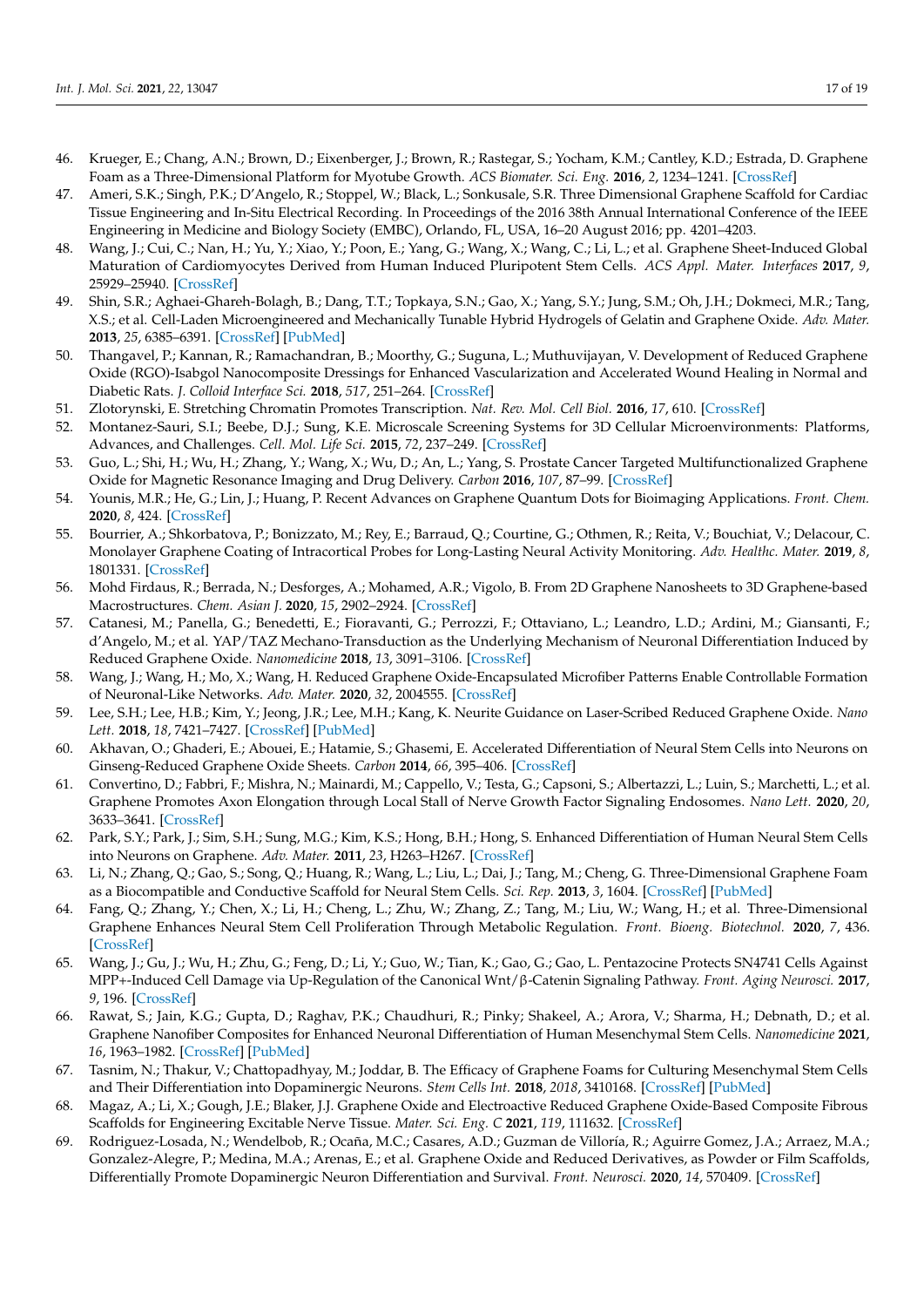46. Krueger, E.; Chang, A.N.; Brown, D.; Eixenberger, J.; Brown, R.; Rastegar, S.; Yocham, K.M.; Cantley, K.D.; Estrada, D. Graphene Foam as a Three-Dimensional Platform for Myotube Growth. *ACS Biomater. Sci. Eng.* **2016**, *2*, 1234–1241. [CrossRef]
47. Ameri, S.K.; Singh, P.K.; D'Angelo, R.; Stoppel, W.; Black, L.; Sonkusale, S.R. Three Dimensional Graphene Scaffold for Cardiac Tissue Engineering and In-Situ Electrical Recording. In Proceedings of the 2016 38th Annual International Conference of the IEEE Engineering in Medicine and Biology Society (EMBC), Orlando, FL, USA, 16–20 August 2016; pp. 4201–4203.
48. Wang, J.; Cui, C.; Nan, H.; Yu, Y.; Xiao, Y.; Poon, E.; Yang, G.; Wang, X.; Wang, C.; Li, L.; et al. Graphene Sheet-Induced Global Maturation of Cardiomyocytes Derived from Human Induced Pluripotent Stem Cells. *ACS Appl. Mater. Interfaces* **2017**, *9*, 25929–25940. [CrossRef]
49. Shin, S.R.; Aghaei-Ghareh-Bolagh, B.; Dang, T.T.; Topkaya, S.N.; Gao, X.; Yang, S.Y.; Jung, S.M.; Oh, J.H.; Dokmeci, M.R.; Tang, X.S.; et al. Cell-Laden Microengineered and Mechanically Tunable Hybrid Hydrogels of Gelatin and Graphene Oxide. *Adv. Mater.* **2013**, *25*, 6385–6391. [CrossRef] [PubMed]
50. Thangavel, P.; Kannan, R.; Ramachandran, B.; Moorthy, G.; Suguna, L.; Muthuvijayan, V. Development of Reduced Graphene Oxide (RGO)-Isabgol Nanocomposite Dressings for Enhanced Vascularization and Accelerated Wound Healing in Normal and Diabetic Rats. *J. Colloid Interface Sci.* **2018**, *517*, 251–264. [CrossRef]
51. Zlotorynski, E. Stretching Chromatin Promotes Transcription. *Nat. Rev. Mol. Cell Biol.* **2016**, *17*, 610. [CrossRef]
52. Montanez-Sauri, S.I.; Beebe, D.J.; Sung, K.E. Microscale Screening Systems for 3D Cellular Microenvironments: Platforms, Advances, and Challenges. *Cell. Mol. Life Sci.* **2015**, *72*, 237–249. [CrossRef]
53. Guo, L.; Shi, H.; Wu, H.; Zhang, Y.; Wang, X.; Wu, D.; An, L.; Yang, S. Prostate Cancer Targeted Multifunctionalized Graphene Oxide for Magnetic Resonance Imaging and Drug Delivery. *Carbon* **2016**, *107*, 87–99. [CrossRef]
54. Younis, M.R.; He, G.; Lin, J.; Huang, P. Recent Advances on Graphene Quantum Dots for Bioimaging Applications. *Front. Chem.* **2020**, *8*, 424. [CrossRef]
55. Bourrier, A.; Shkorbatova, P.; Bonizzato, M.; Rey, E.; Barraud, Q.; Courtine, G.; Othmen, R.; Reita, V.; Bouchiat, V.; Delacour, C. Monolayer Graphene Coating of Intracortical Probes for Long-Lasting Neural Activity Monitoring. *Adv. Healthc. Mater.* **2019**, *8*, 1801331. [CrossRef]
56. Mohd Firdaus, R.; Berrada, N.; Desforges, A.; Mohamed, A.R.; Vigolo, B. From 2D Graphene Nanosheets to 3D Graphene-based Macrostructures. *Chem. Asian J.* **2020**, *15*, 2902–2924. [CrossRef]
57. Catanesi, M.; Panella, G.; Benedetti, E.; Fioravanti, G.; Perrozzi, F.; Ottaviano, L.; Leandro, L.D.; Ardini, M.; Giansanti, F.; d'Angelo, M.; et al. YAP/TAZ Mechano-Transduction as the Underlying Mechanism of Neuronal Differentiation Induced by Reduced Graphene Oxide. *Nanomedicine* **2018**, *13*, 3091–3106. [CrossRef]
58. Wang, J.; Wang, H.; Mo, X.; Wang, H. Reduced Graphene Oxide-Encapsulated Microfiber Patterns Enable Controllable Formation of Neuronal-Like Networks. *Adv. Mater.* **2020**, *32*, 2004555. [CrossRef]
59. Lee, S.H.; Lee, H.B.; Kim, Y.; Jeong, J.R.; Lee, M.H.; Kang, K. Neurite Guidance on Laser-Scribed Reduced Graphene Oxide. *Nano Lett.* **2018**, *18*, 7421–7427. [CrossRef] [PubMed]
60. Akhavan, O.; Ghaderi, E.; Abouei, E.; Hatamie, S.; Ghasemi, E. Accelerated Differentiation of Neural Stem Cells into Neurons on Ginseng-Reduced Graphene Oxide Sheets. *Carbon* **2014**, *66*, 395–406. [CrossRef]
61. Convertino, D.; Fabbri, F.; Mishra, N.; Mainardi, M.; Cappello, V.; Testa, G.; Capsoni, S.; Albertazzi, L.; Luin, S.; Marchetti, L.; et al. Graphene Promotes Axon Elongation through Local Stall of Nerve Growth Factor Signaling Endosomes. *Nano Lett.* **2020**, *20*, 3633–3641. [CrossRef]
62. Park, S.Y.; Park, J.; Sim, S.H.; Sung, M.G.; Kim, K.S.; Hong, B.H.; Hong, S. Enhanced Differentiation of Human Neural Stem Cells into Neurons on Graphene. *Adv. Mater.* **2011**, *23*, H263–H267. [CrossRef]
63. Li, N.; Zhang, Q.; Gao, S.; Song, Q.; Huang, R.; Wang, L.; Liu, L.; Dai, J.; Tang, M.; Cheng, G. Three-Dimensional Graphene Foam as a Biocompatible and Conductive Scaffold for Neural Stem Cells. *Sci. Rep.* **2013**, *3*, 1604. [CrossRef] [PubMed]
64. Fang, Q.; Zhang, Y.; Chen, X.; Li, H.; Cheng, L.; Zhu, W.; Zhang, Z.; Tang, M.; Liu, W.; Wang, H.; et al. Three-Dimensional Graphene Enhances Neural Stem Cell Proliferation Through Metabolic Regulation. *Front. Bioeng. Biotechnol.* **2020**, *7*, 436. [CrossRef]
65. Wang, J.; Gu, J.; Wu, H.; Zhu, G.; Feng, D.; Li, Y.; Guo, W.; Tian, K.; Gao, G.; Gao, L. Pentazocine Protects SN4741 Cells Against MPP+-Induced Cell Damage via Up-Regulation of the Canonical Wnt/β-Catenin Signaling Pathway. *Front. Aging Neurosci.* **2017**, *9*, 196. [CrossRef]
66. Rawat, S.; Jain, K.G.; Gupta, D.; Raghav, P.K.; Chaudhuri, R.; Pinky; Shakeel, A.; Arora, V.; Sharma, H.; Debnath, D.; et al. Graphene Nanofiber Composites for Enhanced Neuronal Differentiation of Human Mesenchymal Stem Cells. *Nanomedicine* **2021**, *16*, 1963–1982. [CrossRef] [PubMed]
67. Tasnim, N.; Thakur, V.; Chattopadhyay, M.; Joddar, B. The Efficacy of Graphene Foams for Culturing Mesenchymal Stem Cells and Their Differentiation into Dopaminergic Neurons. *Stem Cells Int.* **2018**, *2018*, 3410168. [CrossRef] [PubMed]
68. Magaz, A.; Li, X.; Gough, J.E.; Blaker, J.J. Graphene Oxide and Electroactive Reduced Graphene Oxide-Based Composite Fibrous Scaffolds for Engineering Excitable Nerve Tissue. *Mater. Sci. Eng. C* **2021**, *119*, 111632. [CrossRef]
69. Rodriguez-Losada, N.; Wendelbob, R.; Ocaña, M.C.; Casares, A.D.; Guzman de Villoría, R.; Aguirre Gomez, J.A.; Arraez, M.A.; Gonzalez-Alegre, P.; Medina, M.A.; Arenas, E.; et al. Graphene Oxide and Reduced Derivatives, as Powder or Film Scaffolds, Differentially Promote Dopaminergic Neuron Differentiation and Survival. *Front. Neurosci.* **2020**, *14*, 570409. [CrossRef]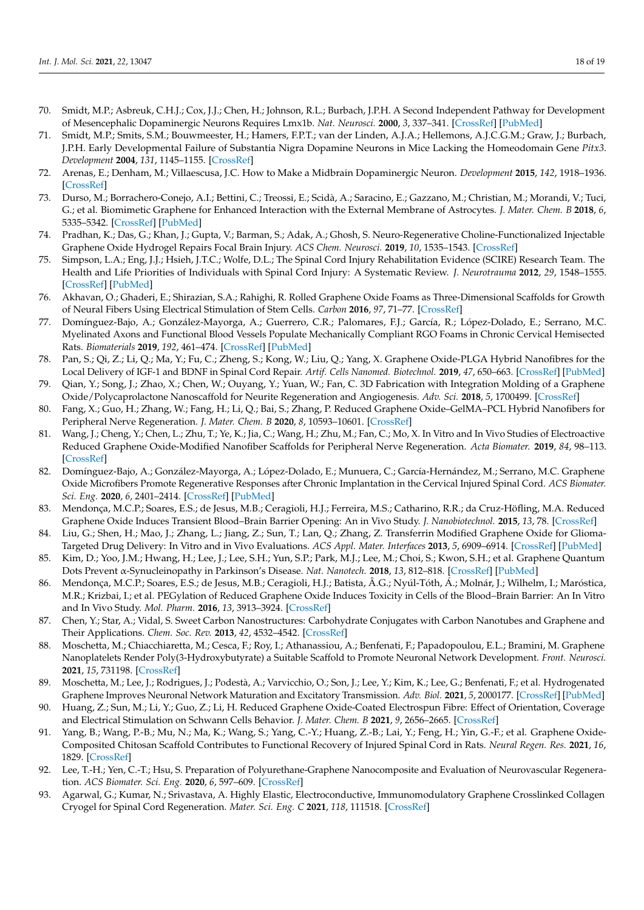70. Smidt, M.P.; Asbreuk, C.H.J.; Cox, J.J.; Chen, H.; Johnson, R.L.; Burbach, J.P.H. A Second Independent Pathway for Development of Mesencephalic Dopaminergic Neurons Requires Lmx1b. *Nat. Neurosci.* **2000**, *3*, 337–341. [CrossRef] [PubMed]
71. Smidt, M.P.; Smits, S.M.; Bouwmeester, H.; Hamers, F.P.T.; van der Linden, A.J.A.; Hellemons, A.J.C.G.M.; Graw, J.; Burbach, J.P.H. Early Developmental Failure of Substantia Nigra Dopamine Neurons in Mice Lacking the Homeodomain Gene *Pitx3*. *Development* **2004**, *131*, 1145–1155. [CrossRef]
72. Arenas, E.; Denham, M.; Villaescusa, J.C. How to Make a Midbrain Dopaminergic Neuron. *Development* **2015**, *142*, 1918–1936. [CrossRef]
73. Durso, M.; Borrachero-Conejo, A.I.; Bettini, C.; Treossi, E.; Scidà, A.; Saracino, E.; Gazzano, M.; Christian, M.; Morandi, V.; Tuci, G.; et al. Biomimetic Graphene for Enhanced Interaction with the External Membrane of Astrocytes. *J. Mater. Chem. B* **2018**, *6*, 5335–5342. [CrossRef] [PubMed]
74. Pradhan, K.; Das, G.; Khan, J.; Gupta, V.; Barman, S.; Adak, A.; Ghosh, S. Neuro-Regenerative Choline-Functionalized Injectable Graphene Oxide Hydrogel Repairs Focal Brain Injury. *ACS Chem. Neurosci.* **2019**, *10*, 1535–1543. [CrossRef]
75. Simpson, L.A.; Eng, J.J.; Hsieh, J.T.C.; Wolfe, D.L.; The Spinal Cord Injury Rehabilitation Evidence (SCIRE) Research Team. The Health and Life Priorities of Individuals with Spinal Cord Injury: A Systematic Review. *J. Neurotrauma* **2012**, *29*, 1548–1555. [CrossRef] [PubMed]
76. Akhavan, O.; Ghaderi, E.; Shirazian, S.A.; Rahighi, R. Rolled Graphene Oxide Foams as Three-Dimensional Scaffolds for Growth of Neural Fibers Using Electrical Stimulation of Stem Cells. *Carbon* **2016**, *97*, 71–77. [CrossRef]
77. Domínguez-Bajo, A.; González-Mayorga, A.; Guerrero, C.R.; Palomares, F.J.; García, R.; López-Dolado, E.; Serrano, M.C. Myelinated Axons and Functional Blood Vessels Populate Mechanically Compliant RGO Foams in Chronic Cervical Hemisected Rats. *Biomaterials* **2019**, *192*, 461–474. [CrossRef] [PubMed]
78. Pan, S.; Qi, Z.; Li, Q.; Ma, Y.; Fu, C.; Zheng, S.; Kong, W.; Liu, Q.; Yang, X. Graphene Oxide-PLGA Hybrid Nanofibres for the Local Delivery of IGF-1 and BDNF in Spinal Cord Repair. *Artif. Cells Nanomed. Biotechnol.* **2019**, *47*, 650–663. [CrossRef] [PubMed]
79. Qian, Y.; Song, J.; Zhao, X.; Chen, W.; Ouyang, Y.; Yuan, W.; Fan, C. 3D Fabrication with Integration Molding of a Graphene Oxide/Polycaprolactone Nanoscaffold for Neurite Regeneration and Angiogenesis. *Adv. Sci.* **2018**, *5*, 1700499. [CrossRef]
80. Fang, X.; Guo, H.; Zhang, W.; Fang, H.; Li, Q.; Bai, S.; Zhang, P. Reduced Graphene Oxide–GelMA–PCL Hybrid Nanofibers for Peripheral Nerve Regeneration. *J. Mater. Chem. B* **2020**, *8*, 10593–10601. [CrossRef]
81. Wang, J.; Cheng, Y.; Chen, L.; Zhu, T.; Ye, K.; Jia, C.; Wang, H.; Zhu, M.; Fan, C.; Mo, X. In Vitro and In Vivo Studies of Electroactive Reduced Graphene Oxide-Modified Nanofiber Scaffolds for Peripheral Nerve Regeneration. *Acta Biomater.* **2019**, *84*, 98–113. [CrossRef]
82. Domínguez-Bajo, A.; González-Mayorga, A.; López-Dolado, E.; Munuera, C.; García-Hernández, M.; Serrano, M.C. Graphene Oxide Microfibers Promote Regenerative Responses after Chronic Implantation in the Cervical Injured Spinal Cord. *ACS Biomater. Sci. Eng.* **2020**, *6*, 2401–2414. [CrossRef] [PubMed]
83. Mendonça, M.C.P.; Soares, E.S.; de Jesus, M.B.; Ceragioli, H.J.; Ferreira, M.S.; Catharino, R.R.; da Cruz-Höfling, M.A. Reduced Graphene Oxide Induces Transient Blood–Brain Barrier Opening: An in Vivo Study. *J. Nanobiotechnol.* **2015**, *13*, 78. [CrossRef]
84. Liu, G.; Shen, H.; Mao, J.; Zhang, L.; Jiang, Z.; Sun, T.; Lan, Q.; Zhang, Z. Transferrin Modified Graphene Oxide for Glioma-Targeted Drug Delivery: In Vitro and in Vivo Evaluations. *ACS Appl. Mater. Interfaces* **2013**, *5*, 6909–6914. [CrossRef] [PubMed]
85. Kim, D.; Yoo, J.M.; Hwang, H.; Lee, J.; Lee, S.H.; Yun, S.P.; Park, M.J.; Lee, M.; Choi, S.; Kwon, S.H.; et al. Graphene Quantum Dots Prevent α-Synucleinopathy in Parkinson's Disease. *Nat. Nanotech.* **2018**, *13*, 812–818. [CrossRef] [PubMed]
86. Mendonça, M.C.P.; Soares, E.S.; de Jesus, M.B.; Ceragioli, H.J.; Batista, Â.G.; Nyúl-Tóth, Á.; Molnár, J.; Wilhelm, I.; Maróstica, M.R.; Krizbai, I.; et al. PEGylation of Reduced Graphene Oxide Induces Toxicity in Cells of the Blood–Brain Barrier: An In Vitro and In Vivo Study. *Mol. Pharm.* **2016**, *13*, 3913–3924. [CrossRef]
87. Chen, Y.; Star, A.; Vidal, S. Sweet Carbon Nanostructures: Carbohydrate Conjugates with Carbon Nanotubes and Graphene and Their Applications. *Chem. Soc. Rev.* **2013**, *42*, 4532–4542. [CrossRef]
88. Moschetta, M.; Chiacchiaretta, M.; Cesca, F.; Roy, I.; Athanassiou, A.; Benfenati, F.; Papadopoulou, E.L.; Bramini, M. Graphene Nanoplatelets Render Poly(3-Hydroxybutyrate) a Suitable Scaffold to Promote Neuronal Network Development. *Front. Neurosci.* **2021**, *15*, 731198. [CrossRef]
89. Moschetta, M.; Lee, J.; Rodrigues, J.; Podestà, A.; Varvicchio, O.; Son, J.; Lee, Y.; Kim, K.; Lee, G.; Benfenati, F.; et al. Hydrogenated Graphene Improves Neuronal Network Maturation and Excitatory Transmission. *Adv. Biol.* **2021**, *5*, 2000177. [CrossRef] [PubMed]
90. Huang, Z.; Sun, M.; Li, Y.; Guo, Z.; Li, H. Reduced Graphene Oxide-Coated Electrospun Fibre: Effect of Orientation, Coverage and Electrical Stimulation on Schwann Cells Behavior. *J. Mater. Chem. B* **2021**, *9*, 2656–2665. [CrossRef]
91. Yang, B.; Wang, P.-B.; Mu, N.; Ma, K.; Wang, S.; Yang, C.-Y.; Huang, Z.-B.; Lai, Y.; Feng, H.; Yin, G.-F.; et al. Graphene Oxide-Composited Chitosan Scaffold Contributes to Functional Recovery of Injured Spinal Cord in Rats. *Neural Regen. Res.* **2021**, *16*, 1829. [CrossRef]
92. Lee, T.-H.; Yen, C.-T.; Hsu, S. Preparation of Polyurethane-Graphene Nanocomposite and Evaluation of Neurovascular Regeneration. *ACS Biomater. Sci. Eng.* **2020**, *6*, 597–609. [CrossRef]
93. Agarwal, G.; Kumar, N.; Srivastava, A. Highly Elastic, Electroconductive, Immunomodulatory Graphene Crosslinked Collagen Cryogel for Spinal Cord Regeneration. *Mater. Sci. Eng. C* **2021**, *118*, 111518. [CrossRef]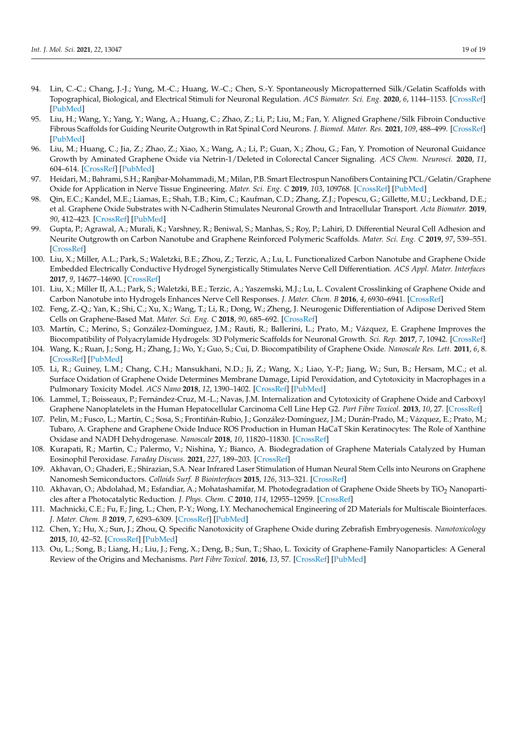94. Lin, C.-C.; Chang, J.-J.; Yung, M.-C.; Huang, W.-C.; Chen, S.-Y. Spontaneously Micropatterned Silk/Gelatin Scaffolds with Topographical, Biological, and Electrical Stimuli for Neuronal Regulation. *ACS Biomater. Sci. Eng.* **2020**, *6*, 1144–1153. [CrossRef] [PubMed]
95. Liu, H.; Wang, Y.; Yang, Y.; Wang, A.; Huang, C.; Zhao, Z.; Li, P.; Liu, M.; Fan, Y. Aligned Graphene/Silk Fibroin Conductive Fibrous Scaffolds for Guiding Neurite Outgrowth in Rat Spinal Cord Neurons. *J. Biomed. Mater. Res.* **2021**, *109*, 488–499. [CrossRef] [PubMed]
96. Liu, M.; Huang, C.; Jia, Z.; Zhao, Z.; Xiao, X.; Wang, A.; Li, P.; Guan, X.; Zhou, G.; Fan, Y. Promotion of Neuronal Guidance Growth by Aminated Graphene Oxide via Netrin-1/Deleted in Colorectal Cancer Signaling. *ACS Chem. Neurosci.* **2020**, *11*, 604–614. [CrossRef] [PubMed]
97. Heidari, M.; Bahrami, S.H.; Ranjbar-Mohammadi, M.; Milan, P.B. Smart Electrospun Nanofibers Containing PCL/Gelatin/Graphene Oxide for Application in Nerve Tissue Engineering. *Mater. Sci. Eng. C* **2019**, *103*, 109768. [CrossRef] [PubMed]
98. Qin, E.C.; Kandel, M.E.; Liamas, E.; Shah, T.B.; Kim, C.; Kaufman, C.D.; Zhang, Z.J.; Popescu, G.; Gillette, M.U.; Leckband, D.E.; et al. Graphene Oxide Substrates with N-Cadherin Stimulates Neuronal Growth and Intracellular Transport. *Acta Biomater.* **2019**, *90*, 412–423. [CrossRef] [PubMed]
99. Gupta, P.; Agrawal, A.; Murali, K.; Varshney, R.; Beniwal, S.; Manhas, S.; Roy, P.; Lahiri, D. Differential Neural Cell Adhesion and Neurite Outgrowth on Carbon Nanotube and Graphene Reinforced Polymeric Scaffolds. *Mater. Sci. Eng. C* **2019**, *97*, 539–551. [CrossRef]
100. Liu, X.; Miller, A.L.; Park, S.; Waletzki, B.E.; Zhou, Z.; Terzic, A.; Lu, L. Functionalized Carbon Nanotube and Graphene Oxide Embedded Electrically Conductive Hydrogel Synergistically Stimulates Nerve Cell Differentiation. *ACS Appl. Mater. Interfaces* **2017**, *9*, 14677–14690. [CrossRef]
101. Liu, X.; Miller II, A.L.; Park, S.; Waletzki, B.E.; Terzic, A.; Yaszemski, M.J.; Lu, L. Covalent Crosslinking of Graphene Oxide and Carbon Nanotube into Hydrogels Enhances Nerve Cell Responses. *J. Mater. Chem. B* **2016**, *4*, 6930–6941. [CrossRef]
102. Feng, Z.-Q.; Yan, K.; Shi, C.; Xu, X.; Wang, T.; Li, R.; Dong, W.; Zheng, J. Neurogenic Differentiation of Adipose Derived Stem Cells on Graphene-Based Mat. *Mater. Sci. Eng. C* **2018**, *90*, 685–692. [CrossRef]
103. Martín, C.; Merino, S.; González-Domínguez, J.M.; Rauti, R.; Ballerini, L.; Prato, M.; Vázquez, E. Graphene Improves the Biocompatibility of Polyacrylamide Hydrogels: 3D Polymeric Scaffolds for Neuronal Growth. *Sci. Rep.* **2017**, *7*, 10942. [CrossRef]
104. Wang, K.; Ruan, J.; Song, H.; Zhang, J.; Wo, Y.; Guo, S.; Cui, D. Biocompatibility of Graphene Oxide. *Nanoscale Res. Lett.* **2011**, *6*, 8. [CrossRef] [PubMed]
105. Li, R.; Guiney, L.M.; Chang, C.H.; Mansukhani, N.D.; Ji, Z.; Wang, X.; Liao, Y.-P.; Jiang, W.; Sun, B.; Hersam, M.C.; et al. Surface Oxidation of Graphene Oxide Determines Membrane Damage, Lipid Peroxidation, and Cytotoxicity in Macrophages in a Pulmonary Toxicity Model. *ACS Nano* **2018**, *12*, 1390–1402. [CrossRef] [PubMed]
106. Lammel, T.; Boisseaux, P.; Fernández-Cruz, M.-L.; Navas, J.M. Internalization and Cytotoxicity of Graphene Oxide and Carboxyl Graphene Nanoplatelets in the Human Hepatocellular Carcinoma Cell Line Hep G2. *Part Fibre Toxicol.* **2013**, *10*, 27. [CrossRef]
107. Pelin, M.; Fusco, L.; Martín, C.; Sosa, S.; Frontiñán-Rubio, J.; González-Domínguez, J.M.; Durán-Prado, M.; Vázquez, E.; Prato, M.; Tubaro, A. Graphene and Graphene Oxide Induce ROS Production in Human HaCaT Skin Keratinocytes: The Role of Xanthine Oxidase and NADH Dehydrogenase. *Nanoscale* **2018**, *10*, 11820–11830. [CrossRef]
108. Kurapati, R.; Martìn, C.; Palermo, V.; Nishina, Y.; Bianco, A. Biodegradation of Graphene Materials Catalyzed by Human Eosinophil Peroxidase. *Faraday Discuss.* **2021**, *227*, 189–203. [CrossRef]
109. Akhavan, O.; Ghaderi, E.; Shirazian, S.A. Near Infrared Laser Stimulation of Human Neural Stem Cells into Neurons on Graphene Nanomesh Semiconductors. *Colloids Surf. B Biointerfaces* **2015**, *126*, 313–321. [CrossRef]
110. Akhavan, O.; Abdolahad, M.; Esfandiar, A.; Mohatashamifar, M. Photodegradation of Graphene Oxide Sheets by $TiO_2$ Nanoparticles after a Photocatalytic Reduction. *J. Phys. Chem. C* **2010**, *114*, 12955–12959. [CrossRef]
111. Machnicki, C.E.; Fu, F.; Jing, L.; Chen, P.-Y.; Wong, I.Y. Mechanochemical Engineering of 2D Materials for Multiscale Biointerfaces. *J. Mater. Chem. B* **2019**, *7*, 6293–6309. [CrossRef] [PubMed]
112. Chen, Y.; Hu, X.; Sun, J.; Zhou, Q. Specific Nanotoxicity of Graphene Oxide during Zebrafish Embryogenesis. *Nanotoxicology* **2015**, *10*, 42–52. [CrossRef] [PubMed]
113. Ou, L.; Song, B.; Liang, H.; Liu, J.; Feng, X.; Deng, B.; Sun, T.; Shao, L. Toxicity of Graphene-Family Nanoparticles: A General Review of the Origins and Mechanisms. *Part Fibre Toxicol.* **2016**, *13*, 57. [CrossRef] [PubMed]